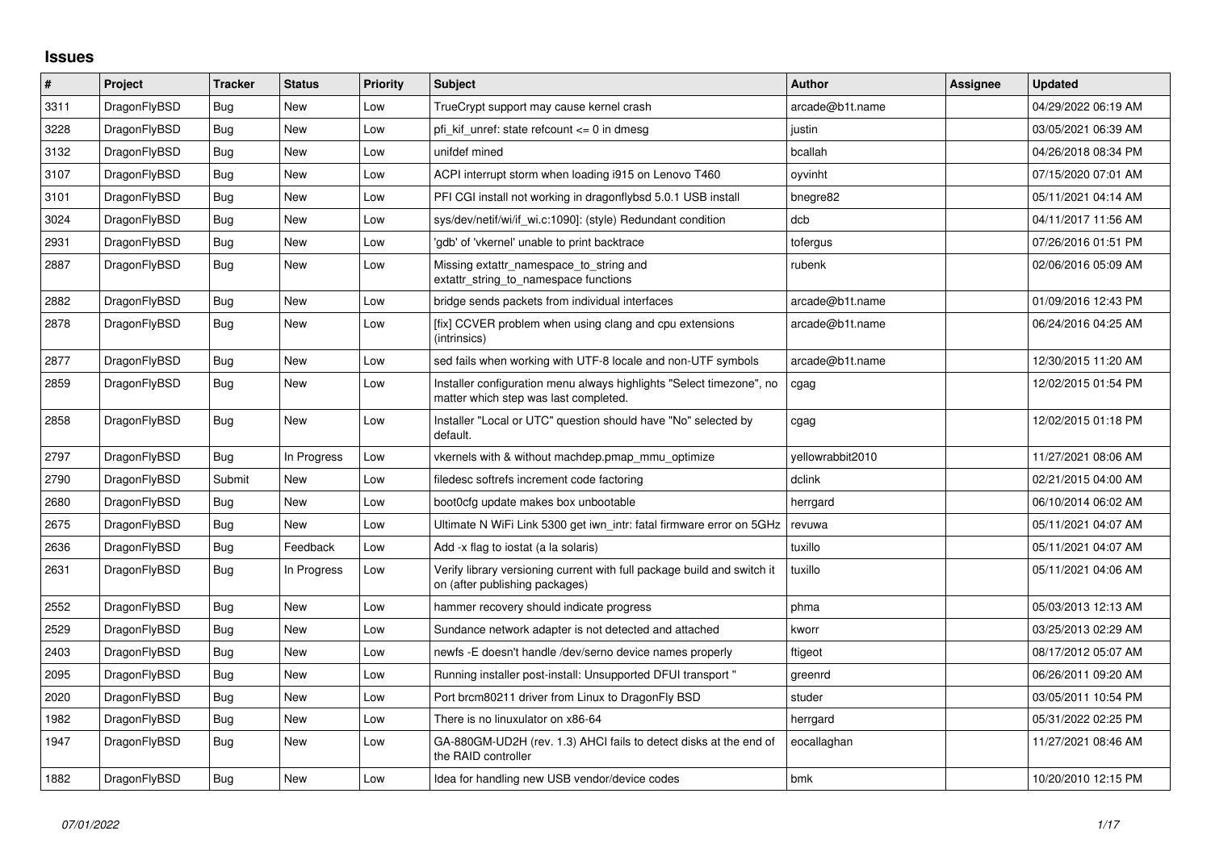# Issues

| # | Project | Tracker | Status | Priority | Subject | Author | Assignee | Updated |
|---|---|---|---|---|---|---|---|---|
| 3311 | DragonFlyBSD | Bug | New | Low | TrueCrypt support may cause kernel crash | arcade@b1t.name | | 04/29/2022 06:19 AM |
| 3228 | DragonFlyBSD | Bug | New | Low | pfi_kif_unref: state refcount <= 0 in dmesg | justin | | 03/05/2021 06:39 AM |
| 3132 | DragonFlyBSD | Bug | New | Low | unifdef mined | bcallah | | 04/26/2018 08:34 PM |
| 3107 | DragonFlyBSD | Bug | New | Low | ACPI interrupt storm when loading i915 on Lenovo T460 | oyvinht | | 07/15/2020 07:01 AM |
| 3101 | DragonFlyBSD | Bug | New | Low | PFI CGI install not working in dragonflybsd 5.0.1 USB install | bnegre82 | | 05/11/2021 04:14 AM |
| 3024 | DragonFlyBSD | Bug | New | Low | sys/dev/netif/wi/if_wi.c:1090]: (style) Redundant condition | dcb | | 04/11/2017 11:56 AM |
| 2931 | DragonFlyBSD | Bug | New | Low | 'gdb' of 'vkernel' unable to print backtrace | tofergus | | 07/26/2016 01:51 PM |
| 2887 | DragonFlyBSD | Bug | New | Low | Missing extattr_namespace_to_string and extattr_string_to_namespace functions | rubenk | | 02/06/2016 05:09 AM |
| 2882 | DragonFlyBSD | Bug | New | Low | bridge sends packets from individual interfaces | arcade@b1t.name | | 01/09/2016 12:43 PM |
| 2878 | DragonFlyBSD | Bug | New | Low | [fix] CCVER problem when using clang and cpu extensions (intrinsics) | arcade@b1t.name | | 06/24/2016 04:25 AM |
| 2877 | DragonFlyBSD | Bug | New | Low | sed fails when working with UTF-8 locale and non-UTF symbols | arcade@b1t.name | | 12/30/2015 11:20 AM |
| 2859 | DragonFlyBSD | Bug | New | Low | Installer configuration menu always highlights "Select timezone", no matter which step was last completed. | cgag | | 12/02/2015 01:54 PM |
| 2858 | DragonFlyBSD | Bug | New | Low | Installer "Local or UTC" question should have "No" selected by default. | cgag | | 12/02/2015 01:18 PM |
| 2797 | DragonFlyBSD | Bug | In Progress | Low | vkernels with & without machdep.pmap_mmu_optimize | yellowrabbit2010 | | 11/27/2021 08:06 AM |
| 2790 | DragonFlyBSD | Submit | New | Low | filedesc softrefs increment code factoring | dclink | | 02/21/2015 04:00 AM |
| 2680 | DragonFlyBSD | Bug | New | Low | boot0cfg update makes box unbootable | herrgard | | 06/10/2014 06:02 AM |
| 2675 | DragonFlyBSD | Bug | New | Low | Ultimate N WiFi Link 5300 get iwn_intr: fatal firmware error on 5GHz | revuwa | | 05/11/2021 04:07 AM |
| 2636 | DragonFlyBSD | Bug | Feedback | Low | Add -x flag to iostat (a la solaris) | tuxillo | | 05/11/2021 04:07 AM |
| 2631 | DragonFlyBSD | Bug | In Progress | Low | Verify library versioning current with full package build and switch it on (after publishing packages) | tuxillo | | 05/11/2021 04:06 AM |
| 2552 | DragonFlyBSD | Bug | New | Low | hammer recovery should indicate progress | phma | | 05/03/2013 12:13 AM |
| 2529 | DragonFlyBSD | Bug | New | Low | Sundance network adapter is not detected and attached | kworr | | 03/25/2013 02:29 AM |
| 2403 | DragonFlyBSD | Bug | New | Low | newfs -E doesn't handle /dev/serno device names properly | ftigeot | | 08/17/2012 05:07 AM |
| 2095 | DragonFlyBSD | Bug | New | Low | Running installer post-install: Unsupported DFUI transport " | greenrd | | 06/26/2011 09:20 AM |
| 2020 | DragonFlyBSD | Bug | New | Low | Port brcm80211 driver from Linux to DragonFly BSD | studer | | 03/05/2011 10:54 PM |
| 1982 | DragonFlyBSD | Bug | New | Low | There is no linuxulator on x86-64 | herrgard | | 05/31/2022 02:25 PM |
| 1947 | DragonFlyBSD | Bug | New | Low | GA-880GM-UD2H (rev. 1.3) AHCI fails to detect disks at the end of the RAID controller | eocallaghan | | 11/27/2021 08:46 AM |
| 1882 | DragonFlyBSD | Bug | New | Low | Idea for handling new USB vendor/device codes | bmk | | 10/20/2010 12:15 PM |

*07/01/2022*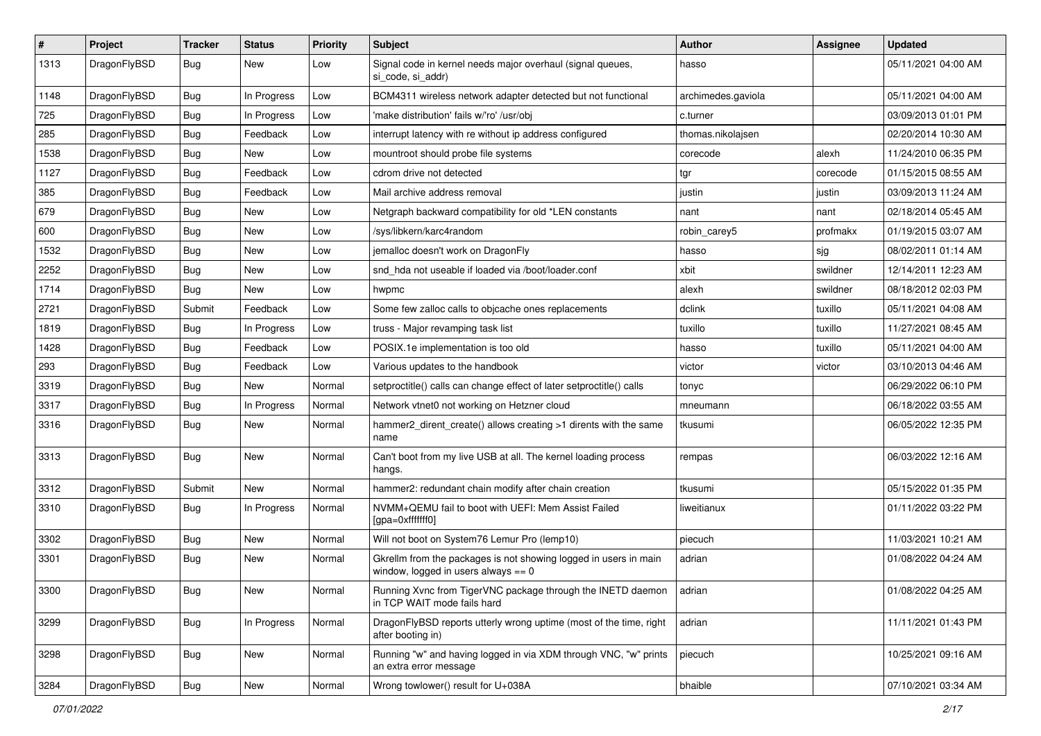| # | Project | Tracker | Status | Priority | Subject | Author | Assignee | Updated |
|---|---|---|---|---|---|---|---|---|
| 1313 | DragonFlyBSD | Bug | New | Low | Signal code in kernel needs major overhaul (signal queues, si_code, si_addr) | hasso | | 05/11/2021 04:00 AM |
| 1148 | DragonFlyBSD | Bug | In Progress | Low | BCM4311 wireless network adapter detected but not functional | archimedes.gaviola | | 05/11/2021 04:00 AM |
| 725 | DragonFlyBSD | Bug | In Progress | Low | 'make distribution' fails w/'ro' /usr/obj | c.turner | | 03/09/2013 01:01 PM |
| 285 | DragonFlyBSD | Bug | Feedback | Low | interrupt latency with re without ip address configured | thomas.nikolajsen | | 02/20/2014 10:30 AM |
| 1538 | DragonFlyBSD | Bug | New | Low | mountroot should probe file systems | corecode | alexh | 11/24/2010 06:35 PM |
| 1127 | DragonFlyBSD | Bug | Feedback | Low | cdrom drive not detected | tgr | corecode | 01/15/2015 08:55 AM |
| 385 | DragonFlyBSD | Bug | Feedback | Low | Mail archive address removal | justin | justin | 03/09/2013 11:24 AM |
| 679 | DragonFlyBSD | Bug | New | Low | Netgraph backward compatibility for old *LEN constants | nant | nant | 02/18/2014 05:45 AM |
| 600 | DragonFlyBSD | Bug | New | Low | /sys/libkern/karc4random | robin_carey5 | profmakx | 01/19/2015 03:07 AM |
| 1532 | DragonFlyBSD | Bug | New | Low | jemalloc doesn't work on DragonFly | hasso | sjg | 08/02/2011 01:14 AM |
| 2252 | DragonFlyBSD | Bug | New | Low | snd_hda not useable if loaded via /boot/loader.conf | xbit | swildner | 12/14/2011 12:23 AM |
| 1714 | DragonFlyBSD | Bug | New | Low | hwpmc | alexh | swildner | 08/18/2012 02:03 PM |
| 2721 | DragonFlyBSD | Submit | Feedback | Low | Some few zalloc calls to objcache ones replacements | dclink | tuxillo | 05/11/2021 04:08 AM |
| 1819 | DragonFlyBSD | Bug | In Progress | Low | truss - Major revamping task list | tuxillo | tuxillo | 11/27/2021 08:45 AM |
| 1428 | DragonFlyBSD | Bug | Feedback | Low | POSIX.1e implementation is too old | hasso | tuxillo | 05/11/2021 04:00 AM |
| 293 | DragonFlyBSD | Bug | Feedback | Low | Various updates to the handbook | victor | victor | 03/10/2013 04:46 AM |
| 3319 | DragonFlyBSD | Bug | New | Normal | setproctitle() calls can change effect of later setproctitle() calls | tonyc | | 06/29/2022 06:10 PM |
| 3317 | DragonFlyBSD | Bug | In Progress | Normal | Network vtnet0 not working on Hetzner cloud | mneumann | | 06/18/2022 03:55 AM |
| 3316 | DragonFlyBSD | Bug | New | Normal | hammer2_dirent_create() allows creating >1 dirents with the same name | tkusumi | | 06/05/2022 12:35 PM |
| 3313 | DragonFlyBSD | Bug | New | Normal | Can't boot from my live USB at all. The kernel loading process hangs. | rempas | | 06/03/2022 12:16 AM |
| 3312 | DragonFlyBSD | Submit | New | Normal | hammer2: redundant chain modify after chain creation | tkusumi | | 05/15/2022 01:35 PM |
| 3310 | DragonFlyBSD | Bug | In Progress | Normal | NVMM+QEMU fail to boot with UEFI: Mem Assist Failed [gpa=0xfffffff0] | liweitianux | | 01/11/2022 03:22 PM |
| 3302 | DragonFlyBSD | Bug | New | Normal | Will not boot on System76 Lemur Pro (lemp10) | piecuch | | 11/03/2021 10:21 AM |
| 3301 | DragonFlyBSD | Bug | New | Normal | Gkrellm from the packages is not showing logged in users in main window, logged in users always == 0 | adrian | | 01/08/2022 04:24 AM |
| 3300 | DragonFlyBSD | Bug | New | Normal | Running Xvnc from TigerVNC package through the INETD daemon in TCP WAIT mode fails hard | adrian | | 01/08/2022 04:25 AM |
| 3299 | DragonFlyBSD | Bug | In Progress | Normal | DragonFlyBSD reports utterly wrong uptime (most of the time, right after booting in) | adrian | | 11/11/2021 01:43 PM |
| 3298 | DragonFlyBSD | Bug | New | Normal | Running "w" and having logged in via XDM through VNC, "w" prints an extra error message | piecuch | | 10/25/2021 09:16 AM |
| 3284 | DragonFlyBSD | Bug | New | Normal | Wrong towlower() result for U+038A | bhaible | | 07/10/2021 03:34 AM |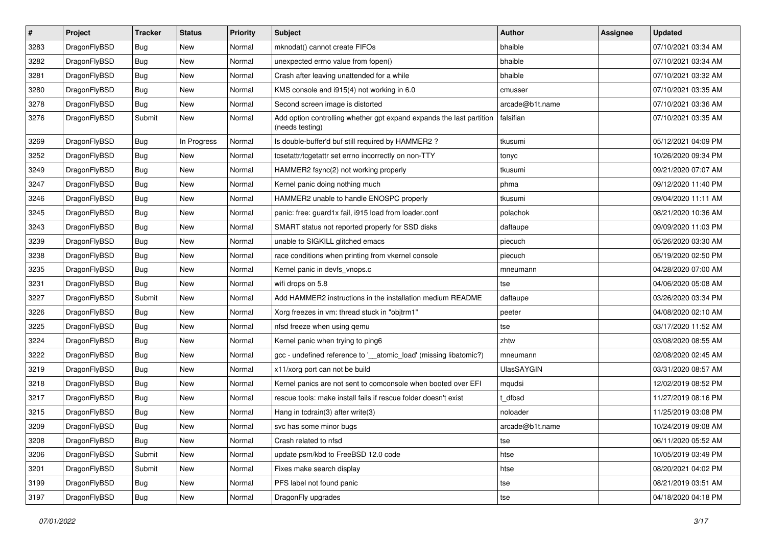| # | Project | Tracker | Status | Priority | Subject | Author | Assignee | Updated |
|---|---|---|---|---|---|---|---|---|
| 3283 | DragonFlyBSD | Bug | New | Normal | mknodat() cannot create FIFOs | bhaible | | 07/10/2021 03:34 AM |
| 3282 | DragonFlyBSD | Bug | New | Normal | unexpected errno value from fopen() | bhaible | | 07/10/2021 03:34 AM |
| 3281 | DragonFlyBSD | Bug | New | Normal | Crash after leaving unattended for a while | bhaible | | 07/10/2021 03:32 AM |
| 3280 | DragonFlyBSD | Bug | New | Normal | KMS console and i915(4) not working in 6.0 | cmusser | | 07/10/2021 03:35 AM |
| 3278 | DragonFlyBSD | Bug | New | Normal | Second screen image is distorted | arcade@b1t.name | | 07/10/2021 03:36 AM |
| 3276 | DragonFlyBSD | Submit | New | Normal | Add option controlling whether gpt expand expands the last partition (needs testing) | falsifian | | 07/10/2021 03:35 AM |
| 3269 | DragonFlyBSD | Bug | In Progress | Normal | Is double-buffer'd buf still required by HAMMER2 ? | tkusumi | | 05/12/2021 04:09 PM |
| 3252 | DragonFlyBSD | Bug | New | Normal | tcsetattr/tcgetattr set errno incorrectly on non-TTY | tonyc | | 10/26/2020 09:34 PM |
| 3249 | DragonFlyBSD | Bug | New | Normal | HAMMER2 fsync(2) not working properly | tkusumi | | 09/21/2020 07:07 AM |
| 3247 | DragonFlyBSD | Bug | New | Normal | Kernel panic doing nothing much | phma | | 09/12/2020 11:40 PM |
| 3246 | DragonFlyBSD | Bug | New | Normal | HAMMER2 unable to handle ENOSPC properly | tkusumi | | 09/04/2020 11:11 AM |
| 3245 | DragonFlyBSD | Bug | New | Normal | panic: free: guard1x fail, i915 load from loader.conf | polachok | | 08/21/2020 10:36 AM |
| 3243 | DragonFlyBSD | Bug | New | Normal | SMART status not reported properly for SSD disks | daftaupe | | 09/09/2020 11:03 PM |
| 3239 | DragonFlyBSD | Bug | New | Normal | unable to SIGKILL glitched emacs | piecuch | | 05/26/2020 03:30 AM |
| 3238 | DragonFlyBSD | Bug | New | Normal | race conditions when printing from vkernel console | piecuch | | 05/19/2020 02:50 PM |
| 3235 | DragonFlyBSD | Bug | New | Normal | Kernel panic in devfs_vnops.c | mneumann | | 04/28/2020 07:00 AM |
| 3231 | DragonFlyBSD | Bug | New | Normal | wifi drops on 5.8 | tse | | 04/06/2020 05:08 AM |
| 3227 | DragonFlyBSD | Submit | New | Normal | Add HAMMER2 instructions in the installation medium README | daftaupe | | 03/26/2020 03:34 PM |
| 3226 | DragonFlyBSD | Bug | New | Normal | Xorg freezes in vm: thread stuck in "objtrm1" | peeter | | 04/08/2020 02:10 AM |
| 3225 | DragonFlyBSD | Bug | New | Normal | nfsd freeze when using qemu | tse | | 03/17/2020 11:52 AM |
| 3224 | DragonFlyBSD | Bug | New | Normal | Kernel panic when trying to ping6 | zhtw | | 03/08/2020 08:55 AM |
| 3222 | DragonFlyBSD | Bug | New | Normal | gcc - undefined reference to '__atomic_load' (missing libatomic?) | mneumann | | 02/08/2020 02:45 AM |
| 3219 | DragonFlyBSD | Bug | New | Normal | x11/xorg port can not be build | UlasSAYGIN | | 03/31/2020 08:57 AM |
| 3218 | DragonFlyBSD | Bug | New | Normal | Kernel panics are not sent to comconsole when booted over EFI | mqudsi | | 12/02/2019 08:52 PM |
| 3217 | DragonFlyBSD | Bug | New | Normal | rescue tools: make install fails if rescue folder doesn't exist | t_dfbsd | | 11/27/2019 08:16 PM |
| 3215 | DragonFlyBSD | Bug | New | Normal | Hang in tcdrain(3) after write(3) | noloader | | 11/25/2019 03:08 PM |
| 3209 | DragonFlyBSD | Bug | New | Normal | svc has some minor bugs | arcade@b1t.name | | 10/24/2019 09:08 AM |
| 3208 | DragonFlyBSD | Bug | New | Normal | Crash related to nfsd | tse | | 06/11/2020 05:52 AM |
| 3206 | DragonFlyBSD | Submit | New | Normal | update psm/kbd to FreeBSD 12.0 code | htse | | 10/05/2019 03:49 PM |
| 3201 | DragonFlyBSD | Submit | New | Normal | Fixes make search display | htse | | 08/20/2021 04:02 PM |
| 3199 | DragonFlyBSD | Bug | New | Normal | PFS label not found panic | tse | | 08/21/2019 03:51 AM |
| 3197 | DragonFlyBSD | Bug | New | Normal | DragonFly upgrades | tse | | 04/18/2020 04:18 PM |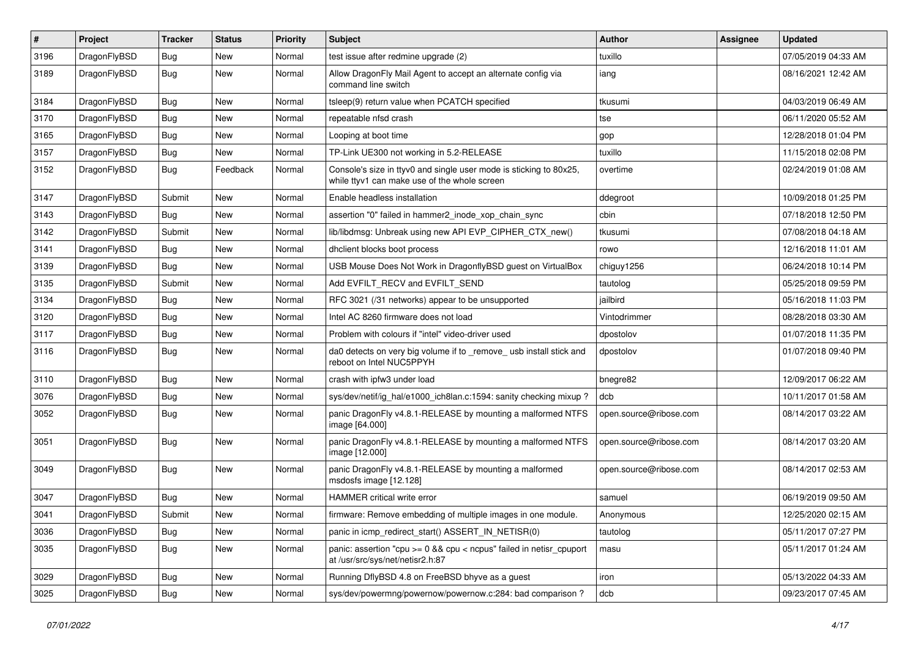| # | Project | Tracker | Status | Priority | Subject | Author | Assignee | Updated |
|---|---|---|---|---|---|---|---|---|
| 3196 | DragonFlyBSD | Bug | New | Normal | test issue after redmine upgrade (2) | tuxillo | | 07/05/2019 04:33 AM |
| 3189 | DragonFlyBSD | Bug | New | Normal | Allow DragonFly Mail Agent to accept an alternate config via command line switch | iang | | 08/16/2021 12:42 AM |
| 3184 | DragonFlyBSD | Bug | New | Normal | tsleep(9) return value when PCATCH specified | tkusumi | | 04/03/2019 06:49 AM |
| 3170 | DragonFlyBSD | Bug | New | Normal | repeatable nfsd crash | tse | | 06/11/2020 05:52 AM |
| 3165 | DragonFlyBSD | Bug | New | Normal | Looping at boot time | gop | | 12/28/2018 01:04 PM |
| 3157 | DragonFlyBSD | Bug | New | Normal | TP-Link UE300 not working in 5.2-RELEASE | tuxillo | | 11/15/2018 02:08 PM |
| 3152 | DragonFlyBSD | Bug | Feedback | Normal | Console's size in ttyv0 and single user mode is sticking to 80x25, while ttyv1 can make use of the whole screen | overtime | | 02/24/2019 01:08 AM |
| 3147 | DragonFlyBSD | Submit | New | Normal | Enable headless installation | ddegroot | | 10/09/2018 01:25 PM |
| 3143 | DragonFlyBSD | Bug | New | Normal | assertion "0" failed in hammer2_inode_xop_chain_sync | cbin | | 07/18/2018 12:50 PM |
| 3142 | DragonFlyBSD | Submit | New | Normal | lib/libdmsg: Unbreak using new API EVP_CIPHER_CTX_new() | tkusumi | | 07/08/2018 04:18 AM |
| 3141 | DragonFlyBSD | Bug | New | Normal | dhclient blocks boot process | rowo | | 12/16/2018 11:01 AM |
| 3139 | DragonFlyBSD | Bug | New | Normal | USB Mouse Does Not Work in DragonflyBSD guest on VirtualBox | chiguy1256 | | 06/24/2018 10:14 PM |
| 3135 | DragonFlyBSD | Submit | New | Normal | Add EVFILT_RECV and EVFILT_SEND | tautolog | | 05/25/2018 09:59 PM |
| 3134 | DragonFlyBSD | Bug | New | Normal | RFC 3021 (/31 networks) appear to be unsupported | jailbird | | 05/16/2018 11:03 PM |
| 3120 | DragonFlyBSD | Bug | New | Normal | Intel AC 8260 firmware does not load | Vintodrimmer | | 08/28/2018 03:30 AM |
| 3117 | DragonFlyBSD | Bug | New | Normal | Problem with colours if "intel" video-driver used | dpostolov | | 01/07/2018 11:35 PM |
| 3116 | DragonFlyBSD | Bug | New | Normal | da0 detects on very big volume if to _remove_ usb install stick and reboot on Intel NUC5PPYH | dpostolov | | 01/07/2018 09:40 PM |
| 3110 | DragonFlyBSD | Bug | New | Normal | crash with ipfw3 under load | bnegre82 | | 12/09/2017 06:22 AM |
| 3076 | DragonFlyBSD | Bug | New | Normal | sys/dev/netif/ig_hal/e1000_ich8lan.c:1594: sanity checking mixup ? | dcb | | 10/11/2017 01:58 AM |
| 3052 | DragonFlyBSD | Bug | New | Normal | panic DragonFly v4.8.1-RELEASE by mounting a malformed NTFS image [64.000] | open.source@ribose.com | | 08/14/2017 03:22 AM |
| 3051 | DragonFlyBSD | Bug | New | Normal | panic DragonFly v4.8.1-RELEASE by mounting a malformed NTFS image [12.000] | open.source@ribose.com | | 08/14/2017 03:20 AM |
| 3049 | DragonFlyBSD | Bug | New | Normal | panic DragonFly v4.8.1-RELEASE by mounting a malformed msdosfs image [12.128] | open.source@ribose.com | | 08/14/2017 02:53 AM |
| 3047 | DragonFlyBSD | Bug | New | Normal | HAMMER critical write error | samuel | | 06/19/2019 09:50 AM |
| 3041 | DragonFlyBSD | Submit | New | Normal | firmware: Remove embedding of multiple images in one module. | Anonymous | | 12/25/2020 02:15 AM |
| 3036 | DragonFlyBSD | Bug | New | Normal | panic in icmp_redirect_start() ASSERT_IN_NETISR(0) | tautolog | | 05/11/2017 07:27 PM |
| 3035 | DragonFlyBSD | Bug | New | Normal | panic: assertion "cpu >= 0 && cpu < ncpus" failed in netisr_cpuport at /usr/src/sys/net/netisr2.h:87 | masu | | 05/11/2017 01:24 AM |
| 3029 | DragonFlyBSD | Bug | New | Normal | Running DflyBSD 4.8 on FreeBSD bhyve as a guest | iron | | 05/13/2022 04:33 AM |
| 3025 | DragonFlyBSD | Bug | New | Normal | sys/dev/powermng/powernow/powernow.c:284: bad comparison ? | dcb | | 09/23/2017 07:45 AM |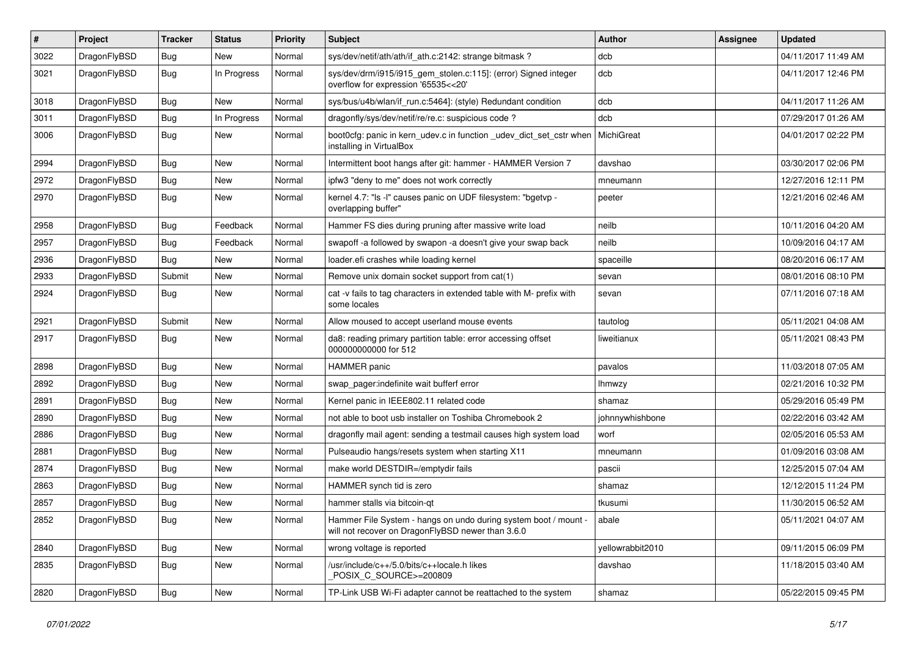| # | Project | Tracker | Status | Priority | Subject | Author | Assignee | Updated |
|---|---|---|---|---|---|---|---|---|
| 3022 | DragonFlyBSD | Bug | New | Normal | sys/dev/netif/ath/ath/if_ath.c:2142: strange bitmask ? | dcb | | 04/11/2017 11:49 AM |
| 3021 | DragonFlyBSD | Bug | In Progress | Normal | sys/dev/drm/i915/i915_gem_stolen.c:115]: (error) Signed integer overflow for expression '65535<<20' | dcb | | 04/11/2017 12:46 PM |
| 3018 | DragonFlyBSD | Bug | New | Normal | sys/bus/u4b/wlan/if_run.c:5464]: (style) Redundant condition | dcb | | 04/11/2017 11:26 AM |
| 3011 | DragonFlyBSD | Bug | In Progress | Normal | dragonfly/sys/dev/netif/re/re.c: suspicious code ? | dcb | | 07/29/2017 01:26 AM |
| 3006 | DragonFlyBSD | Bug | New | Normal | boot0cfg: panic in kern_udev.c in function _udev_dict_set_cstr when installing in VirtualBox | MichiGreat | | 04/01/2017 02:22 PM |
| 2994 | DragonFlyBSD | Bug | New | Normal | Intermittent boot hangs after git: hammer - HAMMER Version 7 | davshao | | 03/30/2017 02:06 PM |
| 2972 | DragonFlyBSD | Bug | New | Normal | ipfw3 "deny to me" does not work correctly | mneumann | | 12/27/2016 12:11 PM |
| 2970 | DragonFlyBSD | Bug | New | Normal | kernel 4.7: "ls -l" causes panic on UDF filesystem: "bgetvp - overlapping buffer" | peeter | | 12/21/2016 02:46 AM |
| 2958 | DragonFlyBSD | Bug | Feedback | Normal | Hammer FS dies during pruning after massive write load | neilb | | 10/11/2016 04:20 AM |
| 2957 | DragonFlyBSD | Bug | Feedback | Normal | swapoff -a followed by swapon -a doesn't give your swap back | neilb | | 10/09/2016 04:17 AM |
| 2936 | DragonFlyBSD | Bug | New | Normal | loader.efi crashes while loading kernel | spaceille | | 08/20/2016 06:17 AM |
| 2933 | DragonFlyBSD | Submit | New | Normal | Remove unix domain socket support from cat(1) | sevan | | 08/01/2016 08:10 PM |
| 2924 | DragonFlyBSD | Bug | New | Normal | cat -v fails to tag characters in extended table with M- prefix with some locales | sevan | | 07/11/2016 07:18 AM |
| 2921 | DragonFlyBSD | Submit | New | Normal | Allow moused to accept userland mouse events | tautolog | | 05/11/2021 04:08 AM |
| 2917 | DragonFlyBSD | Bug | New | Normal | da8: reading primary partition table: error accessing offset 000000000000 for 512 | liweitianux | | 05/11/2021 08:43 PM |
| 2898 | DragonFlyBSD | Bug | New | Normal | HAMMER panic | pavalos | | 11/03/2018 07:05 AM |
| 2892 | DragonFlyBSD | Bug | New | Normal | swap_pager:indefinite wait bufferf error | lhmwzy | | 02/21/2016 10:32 PM |
| 2891 | DragonFlyBSD | Bug | New | Normal | Kernel panic in IEEE802.11 related code | shamaz | | 05/29/2016 05:49 PM |
| 2890 | DragonFlyBSD | Bug | New | Normal | not able to boot usb installer on Toshiba Chromebook 2 | johnnywhishbone | | 02/22/2016 03:42 AM |
| 2886 | DragonFlyBSD | Bug | New | Normal | dragonfly mail agent: sending a testmail causes high system load | worf | | 02/05/2016 05:53 AM |
| 2881 | DragonFlyBSD | Bug | New | Normal | Pulseaudio hangs/resets system when starting X11 | mneumann | | 01/09/2016 03:08 AM |
| 2874 | DragonFlyBSD | Bug | New | Normal | make world DESTDIR=/emptydir fails | pascii | | 12/25/2015 07:04 AM |
| 2863 | DragonFlyBSD | Bug | New | Normal | HAMMER synch tid is zero | shamaz | | 12/12/2015 11:24 PM |
| 2857 | DragonFlyBSD | Bug | New | Normal | hammer stalls via bitcoin-qt | tkusumi | | 11/30/2015 06:52 AM |
| 2852 | DragonFlyBSD | Bug | New | Normal | Hammer File System - hangs on undo during system boot / mount - will not recover on DragonFlyBSD newer than 3.6.0 | abale | | 05/11/2021 04:07 AM |
| 2840 | DragonFlyBSD | Bug | New | Normal | wrong voltage is reported | yellowrabbit2010 | | 09/11/2015 06:09 PM |
| 2835 | DragonFlyBSD | Bug | New | Normal | /usr/include/c++/5.0/bits/c++locale.h likes _POSIX_C_SOURCE>=200809 | davshao | | 11/18/2015 03:40 AM |
| 2820 | DragonFlyBSD | Bug | New | Normal | TP-Link USB Wi-Fi adapter cannot be reattached to the system | shamaz | | 05/22/2015 09:45 PM |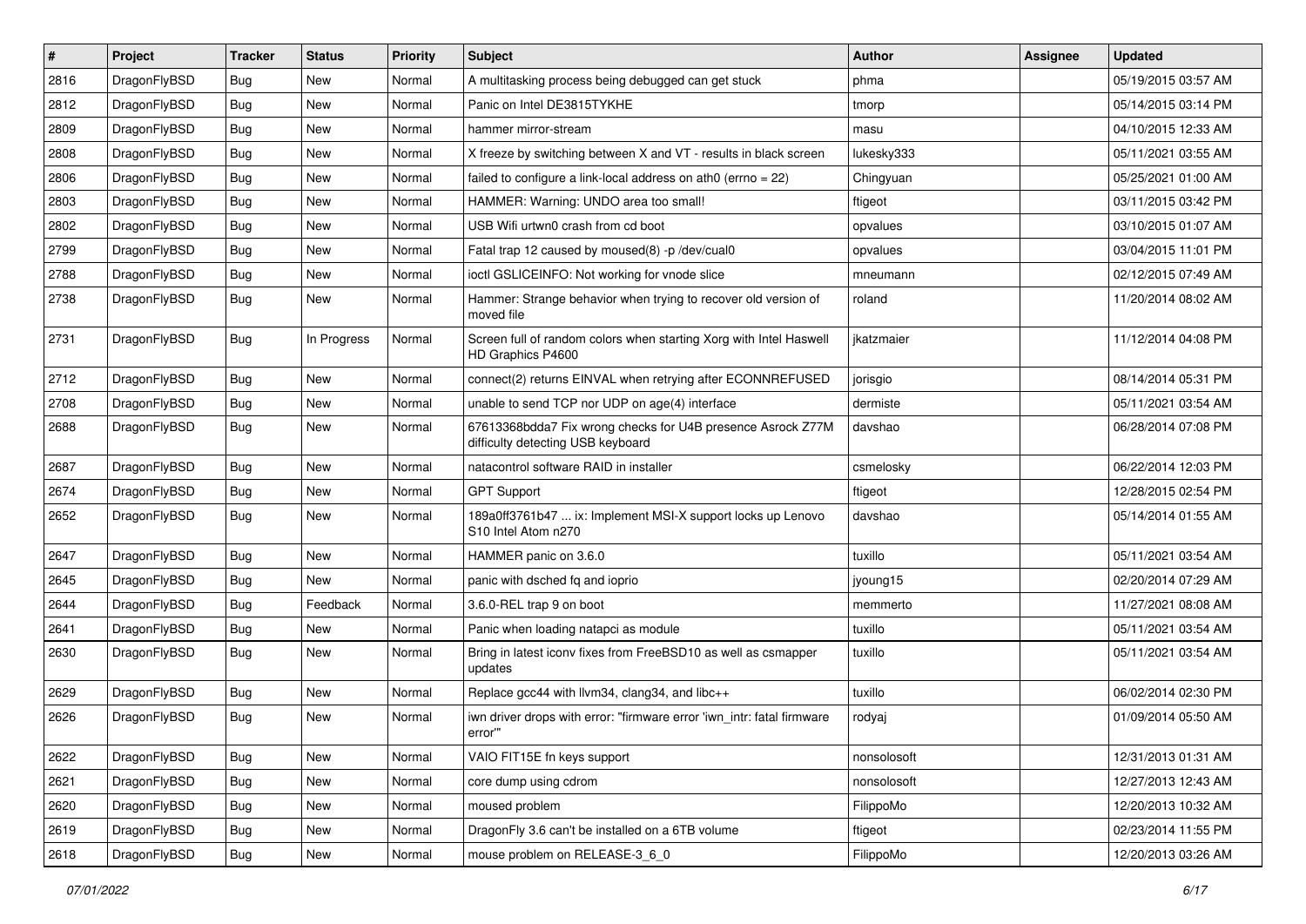| # | Project | Tracker | Status | Priority | Subject | Author | Assignee | Updated |
|---|---|---|---|---|---|---|---|---|
| 2816 | DragonFlyBSD | Bug | New | Normal | A multitasking process being debugged can get stuck | phma | | 05/19/2015 03:57 AM |
| 2812 | DragonFlyBSD | Bug | New | Normal | Panic on Intel DE3815TYKHE | tmorp | | 05/14/2015 03:14 PM |
| 2809 | DragonFlyBSD | Bug | New | Normal | hammer mirror-stream | masu | | 04/10/2015 12:33 AM |
| 2808 | DragonFlyBSD | Bug | New | Normal | X freeze by switching between X and VT - results in black screen | lukesky333 | | 05/11/2021 03:55 AM |
| 2806 | DragonFlyBSD | Bug | New | Normal | failed to configure a link-local address on ath0 (errno = 22) | Chingyuan | | 05/25/2021 01:00 AM |
| 2803 | DragonFlyBSD | Bug | New | Normal | HAMMER: Warning: UNDO area too small! | ftigeot | | 03/11/2015 03:42 PM |
| 2802 | DragonFlyBSD | Bug | New | Normal | USB Wifi urtwn0 crash from cd boot | opvalues | | 03/10/2015 01:07 AM |
| 2799 | DragonFlyBSD | Bug | New | Normal | Fatal trap 12 caused by moused(8) -p /dev/cual0 | opvalues | | 03/04/2015 11:01 PM |
| 2788 | DragonFlyBSD | Bug | New | Normal | ioctl GSLICEINFO: Not working for vnode slice | mneumann | | 02/12/2015 07:49 AM |
| 2738 | DragonFlyBSD | Bug | New | Normal | Hammer: Strange behavior when trying to recover old version of moved file | roland | | 11/20/2014 08:02 AM |
| 2731 | DragonFlyBSD | Bug | In Progress | Normal | Screen full of random colors when starting Xorg with Intel Haswell HD Graphics P4600 | jkatzmaier | | 11/12/2014 04:08 PM |
| 2712 | DragonFlyBSD | Bug | New | Normal | connect(2) returns EINVAL when retrying after ECONNREFUSED | jorisgio | | 08/14/2014 05:31 PM |
| 2708 | DragonFlyBSD | Bug | New | Normal | unable to send TCP nor UDP on age(4) interface | dermiste | | 05/11/2021 03:54 AM |
| 2688 | DragonFlyBSD | Bug | New | Normal | 67613368bdda7 Fix wrong checks for U4B presence Asrock Z77M difficulty detecting USB keyboard | davshao | | 06/28/2014 07:08 PM |
| 2687 | DragonFlyBSD | Bug | New | Normal | natacontrol software RAID in installer | csmelosky | | 06/22/2014 12:03 PM |
| 2674 | DragonFlyBSD | Bug | New | Normal | GPT Support | ftigeot | | 12/28/2015 02:54 PM |
| 2652 | DragonFlyBSD | Bug | New | Normal | 189a0ff3761b47 ... ix: Implement MSI-X support locks up Lenovo S10 Intel Atom n270 | davshao | | 05/14/2014 01:55 AM |
| 2647 | DragonFlyBSD | Bug | New | Normal | HAMMER panic on 3.6.0 | tuxillo | | 05/11/2021 03:54 AM |
| 2645 | DragonFlyBSD | Bug | New | Normal | panic with dsched fq and ioprio | jyoung15 | | 02/20/2014 07:29 AM |
| 2644 | DragonFlyBSD | Bug | Feedback | Normal | 3.6.0-REL trap 9 on boot | memmerto | | 11/27/2021 08:08 AM |
| 2641 | DragonFlyBSD | Bug | New | Normal | Panic when loading natapci as module | tuxillo | | 05/11/2021 03:54 AM |
| 2630 | DragonFlyBSD | Bug | New | Normal | Bring in latest iconv fixes from FreeBSD10 as well as csmapper updates | tuxillo | | 05/11/2021 03:54 AM |
| 2629 | DragonFlyBSD | Bug | New | Normal | Replace gcc44 with llvm34, clang34, and libc++ | tuxillo | | 06/02/2014 02:30 PM |
| 2626 | DragonFlyBSD | Bug | New | Normal | iwn driver drops with error: "firmware error 'iwn_intr: fatal firmware error'" | rodyaj | | 01/09/2014 05:50 AM |
| 2622 | DragonFlyBSD | Bug | New | Normal | VAIO FIT15E fn keys support | nonsolosoft | | 12/31/2013 01:31 AM |
| 2621 | DragonFlyBSD | Bug | New | Normal | core dump using cdrom | nonsolosoft | | 12/27/2013 12:43 AM |
| 2620 | DragonFlyBSD | Bug | New | Normal | moused problem | FilippoMo | | 12/20/2013 10:32 AM |
| 2619 | DragonFlyBSD | Bug | New | Normal | DragonFly 3.6 can't be installed on a 6TB volume | ftigeot | | 02/23/2014 11:55 PM |
| 2618 | DragonFlyBSD | Bug | New | Normal | mouse problem on RELEASE-3_6_0 | FilippoMo | | 12/20/2013 03:26 AM |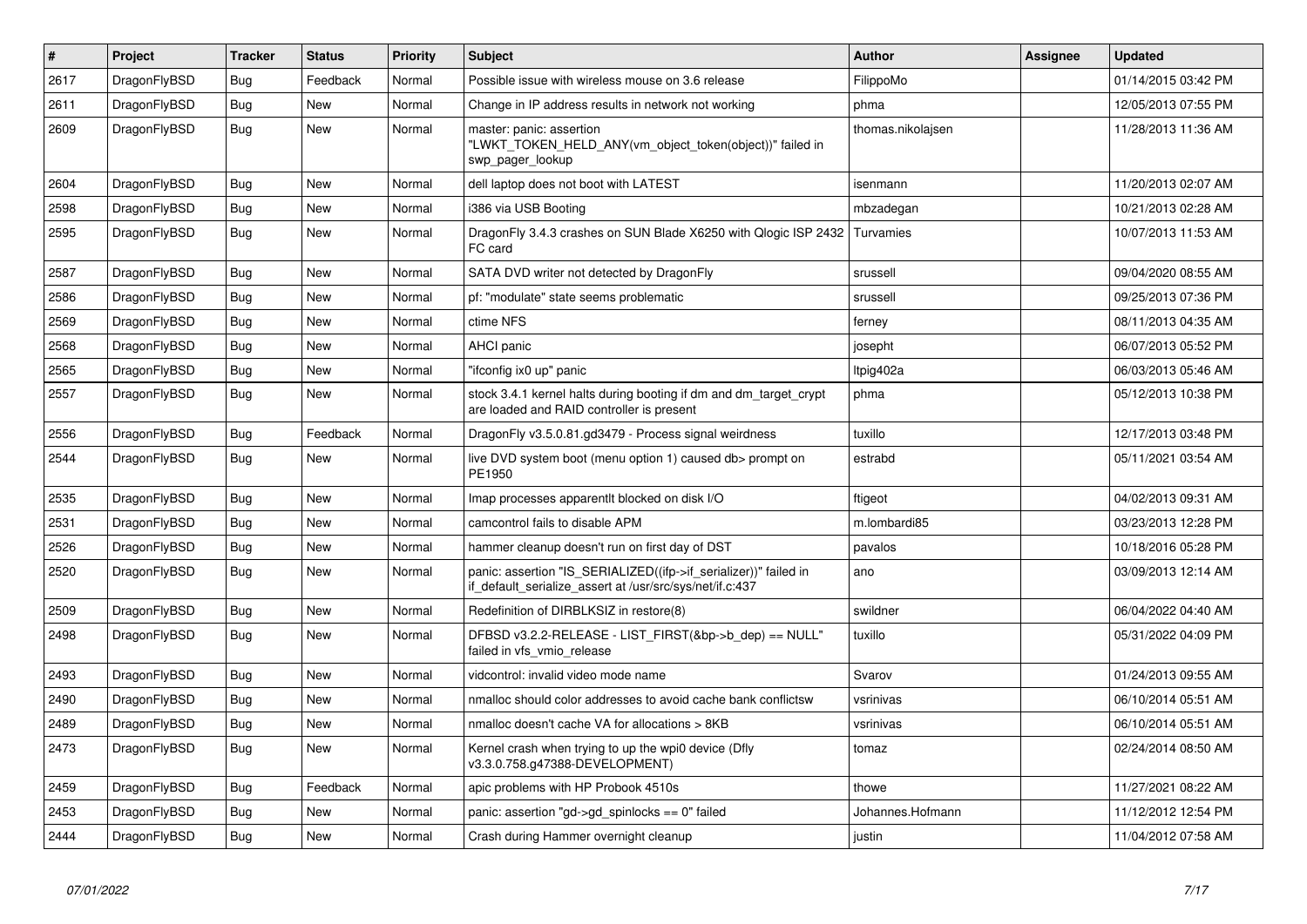| # | Project | Tracker | Status | Priority | Subject | Author | Assignee | Updated |
|---|---|---|---|---|---|---|---|---|
| 2617 | DragonFlyBSD | Bug | Feedback | Normal | Possible issue with wireless mouse on 3.6 release | FilippoMo | | 01/14/2015 03:42 PM |
| 2611 | DragonFlyBSD | Bug | New | Normal | Change in IP address results in network not working | phma | | 12/05/2013 07:55 PM |
| 2609 | DragonFlyBSD | Bug | New | Normal | master: panic: assertion "LWKT_TOKEN_HELD_ANY(vm_object_token(object))" failed in swp_pager_lookup | thomas.nikolajsen | | 11/28/2013 11:36 AM |
| 2604 | DragonFlyBSD | Bug | New | Normal | dell laptop does not boot with LATEST | isenmann | | 11/20/2013 02:07 AM |
| 2598 | DragonFlyBSD | Bug | New | Normal | i386 via USB Booting | mbzadegan | | 10/21/2013 02:28 AM |
| 2595 | DragonFlyBSD | Bug | New | Normal | DragonFly 3.4.3 crashes on SUN Blade X6250 with Qlogic ISP 2432 FC card | Turvamies | | 10/07/2013 11:53 AM |
| 2587 | DragonFlyBSD | Bug | New | Normal | SATA DVD writer not detected by DragonFly | srussell | | 09/04/2020 08:55 AM |
| 2586 | DragonFlyBSD | Bug | New | Normal | pf: "modulate" state seems problematic | srussell | | 09/25/2013 07:36 PM |
| 2569 | DragonFlyBSD | Bug | New | Normal | ctime NFS | ferney | | 08/11/2013 04:35 AM |
| 2568 | DragonFlyBSD | Bug | New | Normal | AHCI panic | josepht | | 06/07/2013 05:52 PM |
| 2565 | DragonFlyBSD | Bug | New | Normal | "ifconfig ix0 up" panic | Itpig402a | | 06/03/2013 05:46 AM |
| 2557 | DragonFlyBSD | Bug | New | Normal | stock 3.4.1 kernel halts during booting if dm and dm_target_crypt are loaded and RAID controller is present | phma | | 05/12/2013 10:38 PM |
| 2556 | DragonFlyBSD | Bug | Feedback | Normal | DragonFly v3.5.0.81.gd3479 - Process signal weirdness | tuxillo | | 12/17/2013 03:48 PM |
| 2544 | DragonFlyBSD | Bug | New | Normal | live DVD system boot (menu option 1) caused db> prompt on PE1950 | estrabd | | 05/11/2021 03:54 AM |
| 2535 | DragonFlyBSD | Bug | New | Normal | Imap processes apparentlt blocked on disk I/O | ftigeot | | 04/02/2013 09:31 AM |
| 2531 | DragonFlyBSD | Bug | New | Normal | camcontrol fails to disable APM | m.lombardi85 | | 03/23/2013 12:28 PM |
| 2526 | DragonFlyBSD | Bug | New | Normal | hammer cleanup doesn't run on first day of DST | pavalos | | 10/18/2016 05:28 PM |
| 2520 | DragonFlyBSD | Bug | New | Normal | panic: assertion "IS_SERIALIZED((ifp->if_serializer))" failed in if_default_serialize_assert at /usr/src/sys/net/if.c:437 | ano | | 03/09/2013 12:14 AM |
| 2509 | DragonFlyBSD | Bug | New | Normal | Redefinition of DIRBLKSIZ in restore(8) | swildner | | 06/04/2022 04:40 AM |
| 2498 | DragonFlyBSD | Bug | New | Normal | DFBSD v3.2.2-RELEASE - LIST_FIRST(&bp->b_dep) == NULL" failed in vfs_vmio_release | tuxillo | | 05/31/2022 04:09 PM |
| 2493 | DragonFlyBSD | Bug | New | Normal | vidcontrol: invalid video mode name | Svarov | | 01/24/2013 09:55 AM |
| 2490 | DragonFlyBSD | Bug | New | Normal | nmalloc should color addresses to avoid cache bank conflictsw | vsrinivas | | 06/10/2014 05:51 AM |
| 2489 | DragonFlyBSD | Bug | New | Normal | nmalloc doesn't cache VA for allocations > 8KB | vsrinivas | | 06/10/2014 05:51 AM |
| 2473 | DragonFlyBSD | Bug | New | Normal | Kernel crash when trying to up the wpi0 device (Dfly v3.3.0.758.g47388-DEVELOPMENT) | tomaz | | 02/24/2014 08:50 AM |
| 2459 | DragonFlyBSD | Bug | Feedback | Normal | apic problems with HP Probook 4510s | thowe | | 11/27/2021 08:22 AM |
| 2453 | DragonFlyBSD | Bug | New | Normal | panic: assertion "gd->gd_spinlocks == 0" failed | Johannes.Hofmann | | 11/12/2012 12:54 PM |
| 2444 | DragonFlyBSD | Bug | New | Normal | Crash during Hammer overnight cleanup | justin | | 11/04/2012 07:58 AM |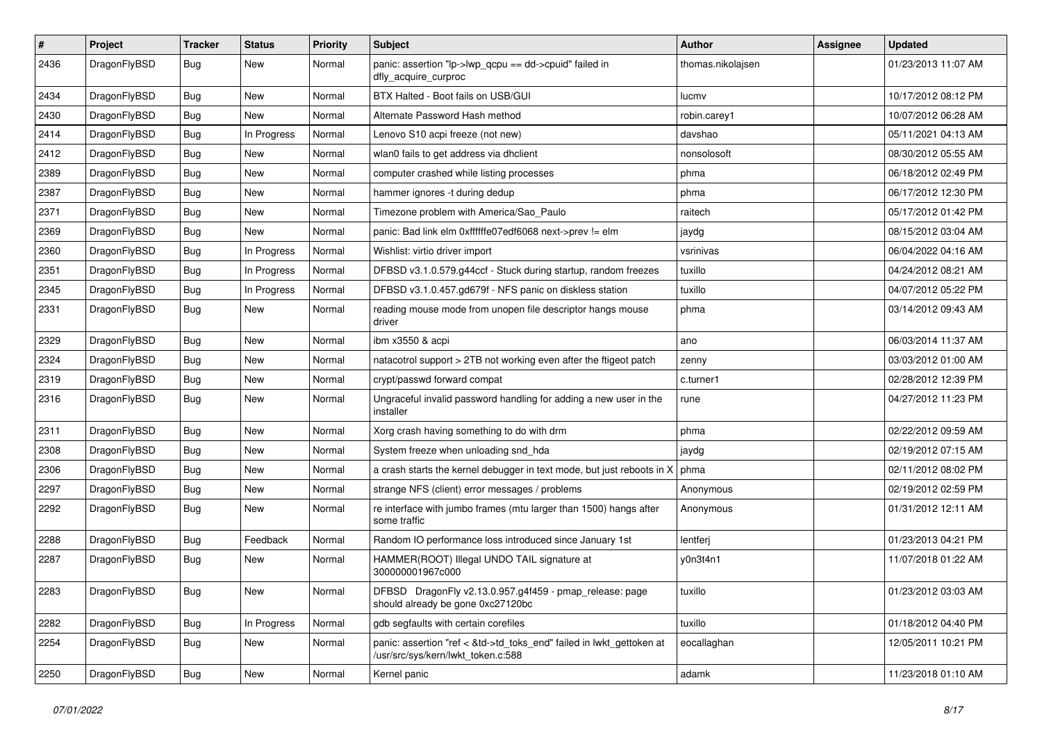| # | Project | Tracker | Status | Priority | Subject | Author | Assignee | Updated |
|---|---|---|---|---|---|---|---|---|
| 2436 | DragonFlyBSD | Bug | New | Normal | panic: assertion "lp->lwp_qcpu == dd->cpuid" failed in dfly_acquire_curproc | thomas.nikolajsen | | 01/23/2013 11:07 AM |
| 2434 | DragonFlyBSD | Bug | New | Normal | BTX Halted - Boot fails on USB/GUI | lucmv | | 10/17/2012 08:12 PM |
| 2430 | DragonFlyBSD | Bug | New | Normal | Alternate Password Hash method | robin.carey1 | | 10/07/2012 06:28 AM |
| 2414 | DragonFlyBSD | Bug | In Progress | Normal | Lenovo S10 acpi freeze (not new) | davshao | | 05/11/2021 04:13 AM |
| 2412 | DragonFlyBSD | Bug | New | Normal | wlan0 fails to get address via dhclient | nonsolosoft | | 08/30/2012 05:55 AM |
| 2389 | DragonFlyBSD | Bug | New | Normal | computer crashed while listing processes | phma | | 06/18/2012 02:49 PM |
| 2387 | DragonFlyBSD | Bug | New | Normal | hammer ignores -t during dedup | phma | | 06/17/2012 12:30 PM |
| 2371 | DragonFlyBSD | Bug | New | Normal | Timezone problem with America/Sao_Paulo | raitech | | 05/17/2012 01:42 PM |
| 2369 | DragonFlyBSD | Bug | New | Normal | panic: Bad link elm 0xffffffe07edf6068 next->prev != elm | jaydg | | 08/15/2012 03:04 AM |
| 2360 | DragonFlyBSD | Bug | In Progress | Normal | Wishlist: virtio driver import | vsrinivas | | 06/04/2022 04:16 AM |
| 2351 | DragonFlyBSD | Bug | In Progress | Normal | DFBSD v3.1.0.579.g44ccf - Stuck during startup, random freezes | tuxillo | | 04/24/2012 08:21 AM |
| 2345 | DragonFlyBSD | Bug | In Progress | Normal | DFBSD v3.1.0.457.gd679f - NFS panic on diskless station | tuxillo | | 04/07/2012 05:22 PM |
| 2331 | DragonFlyBSD | Bug | New | Normal | reading mouse mode from unopen file descriptor hangs mouse driver | phma | | 03/14/2012 09:43 AM |
| 2329 | DragonFlyBSD | Bug | New | Normal | ibm x3550 & acpi | ano | | 06/03/2014 11:37 AM |
| 2324 | DragonFlyBSD | Bug | New | Normal | natacotrol support > 2TB not working even after the ftigeot patch | zenny | | 03/03/2012 01:00 AM |
| 2319 | DragonFlyBSD | Bug | New | Normal | crypt/passwd forward compat | c.turner1 | | 02/28/2012 12:39 PM |
| 2316 | DragonFlyBSD | Bug | New | Normal | Ungraceful invalid password handling for adding a new user in the installer | rune | | 04/27/2012 11:23 PM |
| 2311 | DragonFlyBSD | Bug | New | Normal | Xorg crash having something to do with drm | phma | | 02/22/2012 09:59 AM |
| 2308 | DragonFlyBSD | Bug | New | Normal | System freeze when unloading snd_hda | jaydg | | 02/19/2012 07:15 AM |
| 2306 | DragonFlyBSD | Bug | New | Normal | a crash starts the kernel debugger in text mode, but just reboots in X | phma | | 02/11/2012 08:02 PM |
| 2297 | DragonFlyBSD | Bug | New | Normal | strange NFS (client) error messages / problems | Anonymous | | 02/19/2012 02:59 PM |
| 2292 | DragonFlyBSD | Bug | New | Normal | re interface with jumbo frames (mtu larger than 1500) hangs after some traffic | Anonymous | | 01/31/2012 12:11 AM |
| 2288 | DragonFlyBSD | Bug | Feedback | Normal | Random IO performance loss introduced since January 1st | lentferj | | 01/23/2013 04:21 PM |
| 2287 | DragonFlyBSD | Bug | New | Normal | HAMMER(ROOT) Illegal UNDO TAIL signature at 300000001967c000 | y0n3t4n1 | | 11/07/2018 01:22 AM |
| 2283 | DragonFlyBSD | Bug | New | Normal | DFBSD DragonFly v2.13.0.957.g4f459 - pmap_release: page should already be gone 0xc27120bc | tuxillo | | 01/23/2012 03:03 AM |
| 2282 | DragonFlyBSD | Bug | In Progress | Normal | gdb segfaults with certain corefiles | tuxillo | | 01/18/2012 04:40 PM |
| 2254 | DragonFlyBSD | Bug | New | Normal | panic: assertion "ref < &td->td_toks_end" failed in lwkt_gettoken at /usr/src/sys/kern/lwkt_token.c:588 | eocallaghan | | 12/05/2011 10:21 PM |
| 2250 | DragonFlyBSD | Bug | New | Normal | Kernel panic | adamk | | 11/23/2018 01:10 AM |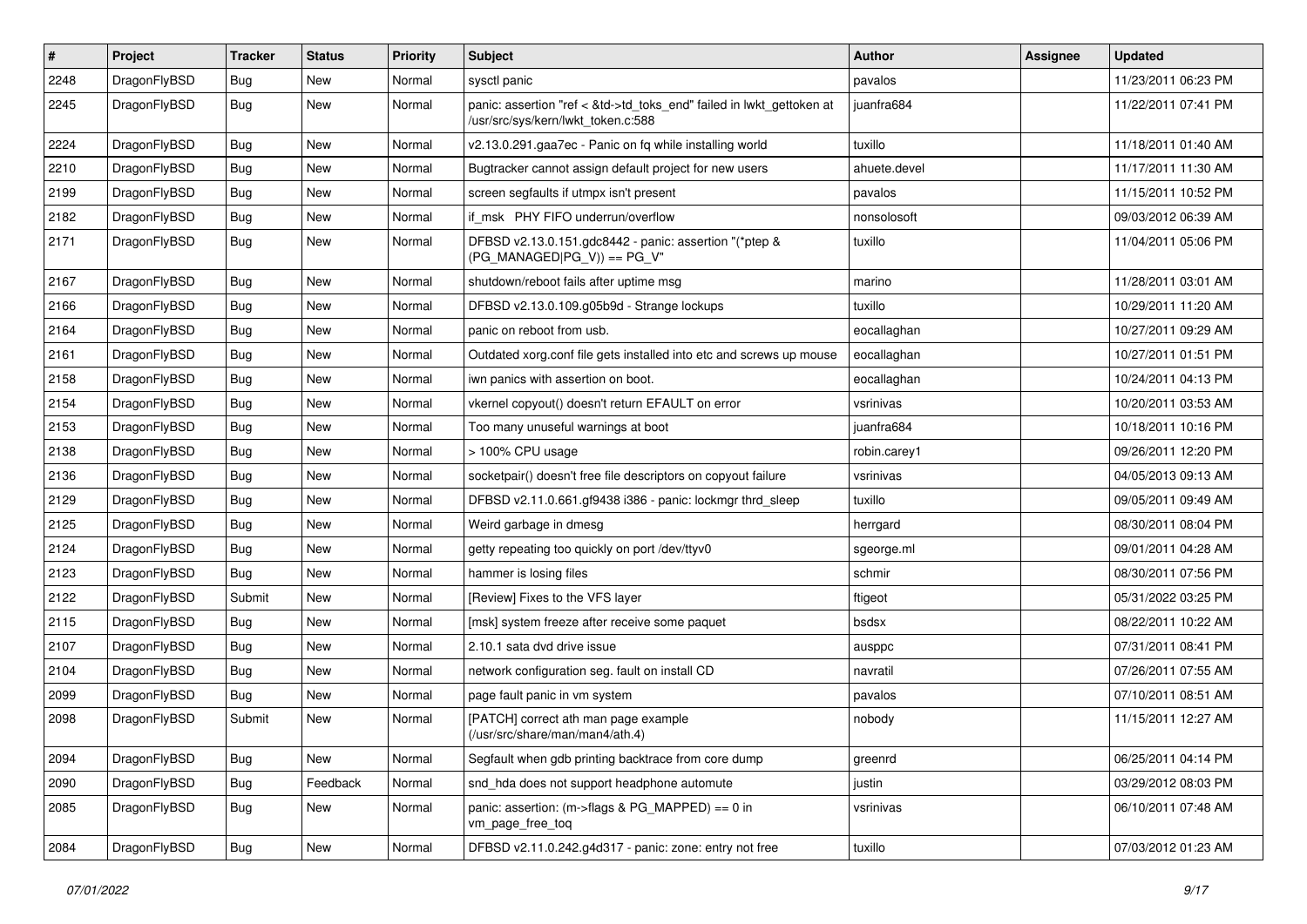| # | Project | Tracker | Status | Priority | Subject | Author | Assignee | Updated |
|---|---|---|---|---|---|---|---|---|
| 2248 | DragonFlyBSD | Bug | New | Normal | sysctl panic | pavalos | | 11/23/2011 06:23 PM |
| 2245 | DragonFlyBSD | Bug | New | Normal | panic: assertion "ref < &td->td_toks_end" failed in lwkt_gettoken at /usr/src/sys/kern/lwkt_token.c:588 | juanfra684 | | 11/22/2011 07:41 PM |
| 2224 | DragonFlyBSD | Bug | New | Normal | v2.13.0.291.gaa7ec - Panic on fq while installing world | tuxillo | | 11/18/2011 01:40 AM |
| 2210 | DragonFlyBSD | Bug | New | Normal | Bugtracker cannot assign default project for new users | ahuete.devel | | 11/17/2011 11:30 AM |
| 2199 | DragonFlyBSD | Bug | New | Normal | screen segfaults if utmpx isn't present | pavalos | | 11/15/2011 10:52 PM |
| 2182 | DragonFlyBSD | Bug | New | Normal | if_msk PHY FIFO underrun/overflow | nonsolosoft | | 09/03/2012 06:39 AM |
| 2171 | DragonFlyBSD | Bug | New | Normal | DFBSD v2.13.0.151.gdc8442 - panic: assertion "(*ptep & (PG_MANAGED\|PG_V)) == PG_V" | tuxillo | | 11/04/2011 05:06 PM |
| 2167 | DragonFlyBSD | Bug | New | Normal | shutdown/reboot fails after uptime msg | marino | | 11/28/2011 03:01 AM |
| 2166 | DragonFlyBSD | Bug | New | Normal | DFBSD v2.13.0.109.g05b9d - Strange lockups | tuxillo | | 10/29/2011 11:20 AM |
| 2164 | DragonFlyBSD | Bug | New | Normal | panic on reboot from usb. | eocallaghan | | 10/27/2011 09:29 AM |
| 2161 | DragonFlyBSD | Bug | New | Normal | Outdated xorg.conf file gets installed into etc and screws up mouse | eocallaghan | | 10/27/2011 01:51 PM |
| 2158 | DragonFlyBSD | Bug | New | Normal | iwn panics with assertion on boot. | eocallaghan | | 10/24/2011 04:13 PM |
| 2154 | DragonFlyBSD | Bug | New | Normal | vkernel copyout() doesn't return EFAULT on error | vsrinivas | | 10/20/2011 03:53 AM |
| 2153 | DragonFlyBSD | Bug | New | Normal | Too many unuseful warnings at boot | juanfra684 | | 10/18/2011 10:16 PM |
| 2138 | DragonFlyBSD | Bug | New | Normal | > 100% CPU usage | robin.carey1 | | 09/26/2011 12:20 PM |
| 2136 | DragonFlyBSD | Bug | New | Normal | socketpair() doesn't free file descriptors on copyout failure | vsrinivas | | 04/05/2013 09:13 AM |
| 2129 | DragonFlyBSD | Bug | New | Normal | DFBSD v2.11.0.661.gf9438 i386 - panic: lockmgr thrd_sleep | tuxillo | | 09/05/2011 09:49 AM |
| 2125 | DragonFlyBSD | Bug | New | Normal | Weird garbage in dmesg | herrgard | | 08/30/2011 08:04 PM |
| 2124 | DragonFlyBSD | Bug | New | Normal | getty repeating too quickly on port /dev/ttyv0 | sgeorge.ml | | 09/01/2011 04:28 AM |
| 2123 | DragonFlyBSD | Bug | New | Normal | hammer is losing files | schmir | | 08/30/2011 07:56 PM |
| 2122 | DragonFlyBSD | Submit | New | Normal | [Review] Fixes to the VFS layer | ftigeot | | 05/31/2022 03:25 PM |
| 2115 | DragonFlyBSD | Bug | New | Normal | [msk] system freeze after receive some paquet | bsdsx | | 08/22/2011 10:22 AM |
| 2107 | DragonFlyBSD | Bug | New | Normal | 2.10.1 sata dvd drive issue | ausppc | | 07/31/2011 08:41 PM |
| 2104 | DragonFlyBSD | Bug | New | Normal | network configuration seg. fault on install CD | navratil | | 07/26/2011 07:55 AM |
| 2099 | DragonFlyBSD | Bug | New | Normal | page fault panic in vm system | pavalos | | 07/10/2011 08:51 AM |
| 2098 | DragonFlyBSD | Submit | New | Normal | [PATCH] correct ath man page example (/usr/src/share/man/man4/ath.4) | nobody | | 11/15/2011 12:27 AM |
| 2094 | DragonFlyBSD | Bug | New | Normal | Segfault when gdb printing backtrace from core dump | greenrd | | 06/25/2011 04:14 PM |
| 2090 | DragonFlyBSD | Bug | Feedback | Normal | snd_hda does not support headphone automute | justin | | 03/29/2012 08:03 PM |
| 2085 | DragonFlyBSD | Bug | New | Normal | panic: assertion: (m->flags & PG_MAPPED) == 0 in vm_page_free_toq | vsrinivas | | 06/10/2011 07:48 AM |
| 2084 | DragonFlyBSD | Bug | New | Normal | DFBSD v2.11.0.242.g4d317 - panic: zone: entry not free | tuxillo | | 07/03/2012 01:23 AM |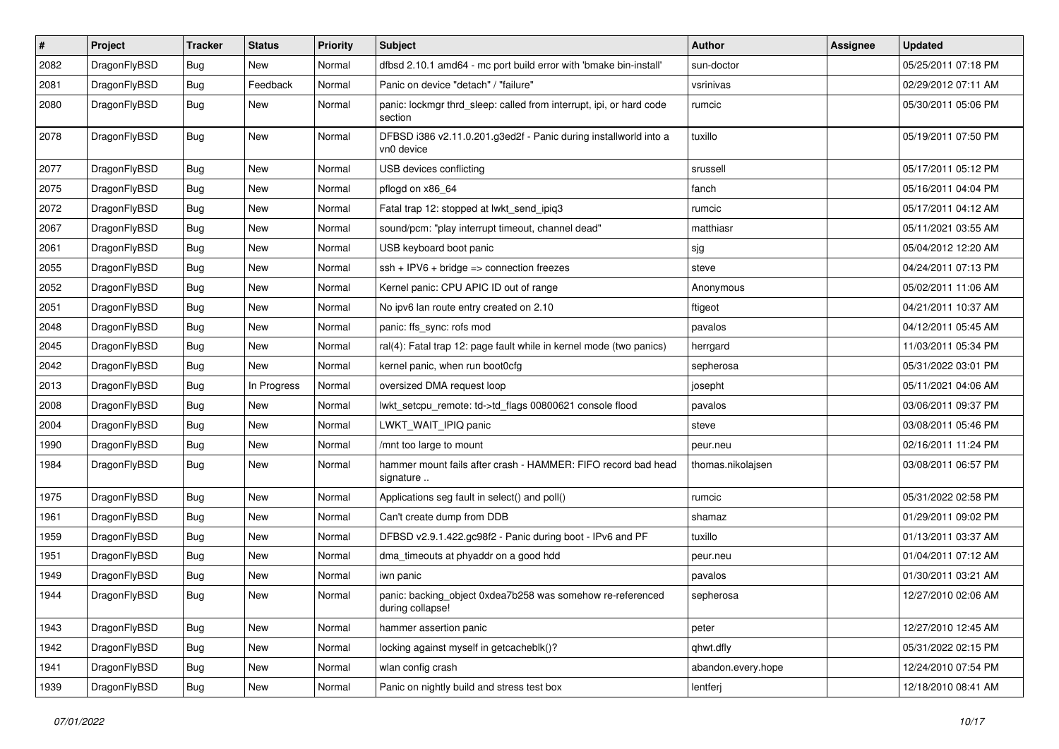| # | Project | Tracker | Status | Priority | Subject | Author | Assignee | Updated |
|---|---|---|---|---|---|---|---|---|
| 2082 | DragonFlyBSD | Bug | New | Normal | dfbsd 2.10.1 amd64 - mc port build error with 'bmake bin-install' | sun-doctor | | 05/25/2011 07:18 PM |
| 2081 | DragonFlyBSD | Bug | Feedback | Normal | Panic on device "detach" / "failure" | vsrinivas | | 02/29/2012 07:11 AM |
| 2080 | DragonFlyBSD | Bug | New | Normal | panic: lockmgr thrd_sleep: called from interrupt, ipi, or hard code section | rumcic | | 05/30/2011 05:06 PM |
| 2078 | DragonFlyBSD | Bug | New | Normal | DFBSD i386 v2.11.0.201.g3ed2f - Panic during installworld into a vn0 device | tuxillo | | 05/19/2011 07:50 PM |
| 2077 | DragonFlyBSD | Bug | New | Normal | USB devices conflicting | srussell | | 05/17/2011 05:12 PM |
| 2075 | DragonFlyBSD | Bug | New | Normal | pflogd on x86_64 | fanch | | 05/16/2011 04:04 PM |
| 2072 | DragonFlyBSD | Bug | New | Normal | Fatal trap 12: stopped at lwkt_send_ipiq3 | rumcic | | 05/17/2011 04:12 AM |
| 2067 | DragonFlyBSD | Bug | New | Normal | sound/pcm: "play interrupt timeout, channel dead" | matthiasr | | 05/11/2021 03:55 AM |
| 2061 | DragonFlyBSD | Bug | New | Normal | USB keyboard boot panic | sjg | | 05/04/2012 12:20 AM |
| 2055 | DragonFlyBSD | Bug | New | Normal | ssh + IPV6 + bridge => connection freezes | steve | | 04/24/2011 07:13 PM |
| 2052 | DragonFlyBSD | Bug | New | Normal | Kernel panic: CPU APIC ID out of range | Anonymous | | 05/02/2011 11:06 AM |
| 2051 | DragonFlyBSD | Bug | New | Normal | No ipv6 lan route entry created on 2.10 | ftigeot | | 04/21/2011 10:37 AM |
| 2048 | DragonFlyBSD | Bug | New | Normal | panic: ffs_sync: rofs mod | pavalos | | 04/12/2011 05:45 AM |
| 2045 | DragonFlyBSD | Bug | New | Normal | ral(4): Fatal trap 12: page fault while in kernel mode (two panics) | herrgard | | 11/03/2011 05:34 PM |
| 2042 | DragonFlyBSD | Bug | New | Normal | kernel panic, when run boot0cfg | sepherosa | | 05/31/2022 03:01 PM |
| 2013 | DragonFlyBSD | Bug | In Progress | Normal | oversized DMA request loop | josepht | | 05/11/2021 04:06 AM |
| 2008 | DragonFlyBSD | Bug | New | Normal | lwkt_setcpu_remote: td->td_flags 00800621 console flood | pavalos | | 03/06/2011 09:37 PM |
| 2004 | DragonFlyBSD | Bug | New | Normal | LWKT_WAIT_IPIQ panic | steve | | 03/08/2011 05:46 PM |
| 1990 | DragonFlyBSD | Bug | New | Normal | /mnt too large to mount | peur.neu | | 02/16/2011 11:24 PM |
| 1984 | DragonFlyBSD | Bug | New | Normal | hammer mount fails after crash - HAMMER: FIFO record bad head signature .. | thomas.nikolajsen | | 03/08/2011 06:57 PM |
| 1975 | DragonFlyBSD | Bug | New | Normal | Applications seg fault in select() and poll() | rumcic | | 05/31/2022 02:58 PM |
| 1961 | DragonFlyBSD | Bug | New | Normal | Can't create dump from DDB | shamaz | | 01/29/2011 09:02 PM |
| 1959 | DragonFlyBSD | Bug | New | Normal | DFBSD v2.9.1.422.gc98f2 - Panic during boot - IPv6 and PF | tuxillo | | 01/13/2011 03:37 AM |
| 1951 | DragonFlyBSD | Bug | New | Normal | dma_timeouts at phyaddr on a good hdd | peur.neu | | 01/04/2011 07:12 AM |
| 1949 | DragonFlyBSD | Bug | New | Normal | iwn panic | pavalos | | 01/30/2011 03:21 AM |
| 1944 | DragonFlyBSD | Bug | New | Normal | panic: backing_object 0xdea7b258 was somehow re-referenced during collapse! | sepherosa | | 12/27/2010 02:06 AM |
| 1943 | DragonFlyBSD | Bug | New | Normal | hammer assertion panic | peter | | 12/27/2010 12:45 AM |
| 1942 | DragonFlyBSD | Bug | New | Normal | locking against myself in getcacheblk()? | qhwt.dfly | | 05/31/2022 02:15 PM |
| 1941 | DragonFlyBSD | Bug | New | Normal | wlan config crash | abandon.every.hope | | 12/24/2010 07:54 PM |
| 1939 | DragonFlyBSD | Bug | New | Normal | Panic on nightly build and stress test box | lentferj | | 12/18/2010 08:41 AM |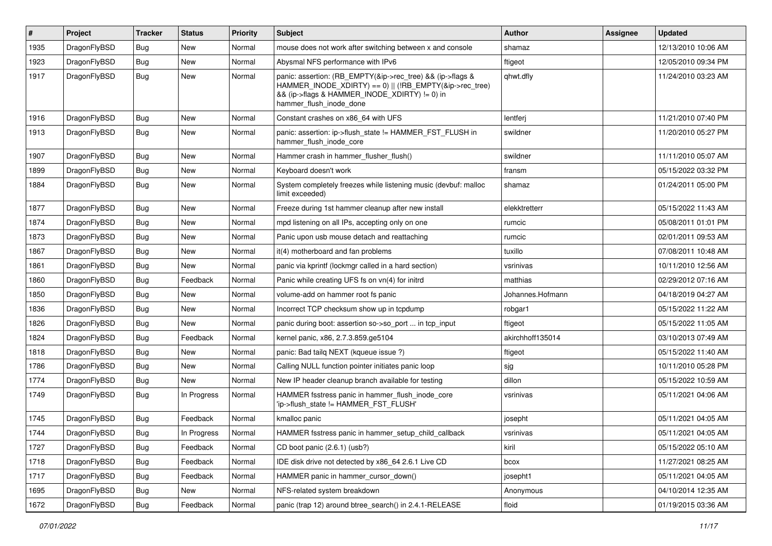| # | Project | Tracker | Status | Priority | Subject | Author | Assignee | Updated |
|---|---|---|---|---|---|---|---|---|
| 1935 | DragonFlyBSD | Bug | New | Normal | mouse does not work after switching between x and console | shamaz | | 12/13/2010 10:06 AM |
| 1923 | DragonFlyBSD | Bug | New | Normal | Abysmal NFS performance with IPv6 | ftigeot | | 12/05/2010 09:34 PM |
| 1917 | DragonFlyBSD | Bug | New | Normal | panic: assertion: (RB_EMPTY(&ip->rec_tree) && (ip->flags & HAMMER_INODE_XDIRTY) == 0) \|\| (!RB_EMPTY(&ip->rec_tree) && (ip->flags & HAMMER_INODE_XDIRTY) != 0) in hammer_flush_inode_done | qhwt.dfly | | 11/24/2010 03:23 AM |
| 1916 | DragonFlyBSD | Bug | New | Normal | Constant crashes on x86_64 with UFS | lentferj | | 11/21/2010 07:40 PM |
| 1913 | DragonFlyBSD | Bug | New | Normal | panic: assertion: ip->flush_state != HAMMER_FST_FLUSH in hammer_flush_inode_core | swildner | | 11/20/2010 05:27 PM |
| 1907 | DragonFlyBSD | Bug | New | Normal | Hammer crash in hammer_flusher_flush() | swildner | | 11/11/2010 05:07 AM |
| 1899 | DragonFlyBSD | Bug | New | Normal | Keyboard doesn't work | fransm | | 05/15/2022 03:32 PM |
| 1884 | DragonFlyBSD | Bug | New | Normal | System completely freezes while listening music (devbuf: malloc limit exceeded) | shamaz | | 01/24/2011 05:00 PM |
| 1877 | DragonFlyBSD | Bug | New | Normal | Freeze during 1st hammer cleanup after new install | elekktretterr | | 05/15/2022 11:43 AM |
| 1874 | DragonFlyBSD | Bug | New | Normal | mpd listening on all IPs, accepting only on one | rumcic | | 05/08/2011 01:01 PM |
| 1873 | DragonFlyBSD | Bug | New | Normal | Panic upon usb mouse detach and reattaching | rumcic | | 02/01/2011 09:53 AM |
| 1867 | DragonFlyBSD | Bug | New | Normal | it(4) motherboard and fan problems | tuxillo | | 07/08/2011 10:48 AM |
| 1861 | DragonFlyBSD | Bug | New | Normal | panic via kprintf (lockmgr called in a hard section) | vsrinivas | | 10/11/2010 12:56 AM |
| 1860 | DragonFlyBSD | Bug | Feedback | Normal | Panic while creating UFS fs on vn(4) for initrd | matthias | | 02/29/2012 07:16 AM |
| 1850 | DragonFlyBSD | Bug | New | Normal | volume-add on hammer root fs panic | Johannes.Hofmann | | 04/18/2019 04:27 AM |
| 1836 | DragonFlyBSD | Bug | New | Normal | Incorrect TCP checksum show up in tcpdump | robgar1 | | 05/15/2022 11:22 AM |
| 1826 | DragonFlyBSD | Bug | New | Normal | panic during boot: assertion so->so_port ... in tcp_input | ftigeot | | 05/15/2022 11:05 AM |
| 1824 | DragonFlyBSD | Bug | Feedback | Normal | kernel panic, x86, 2.7.3.859.ge5104 | akirchhoff135014 | | 03/10/2013 07:49 AM |
| 1818 | DragonFlyBSD | Bug | New | Normal | panic: Bad tailq NEXT (kqueue issue ?) | ftigeot | | 05/15/2022 11:40 AM |
| 1786 | DragonFlyBSD | Bug | New | Normal | Calling NULL function pointer initiates panic loop | sjg | | 10/11/2010 05:28 PM |
| 1774 | DragonFlyBSD | Bug | New | Normal | New IP header cleanup branch available for testing | dillon | | 05/15/2022 10:59 AM |
| 1749 | DragonFlyBSD | Bug | In Progress | Normal | HAMMER fsstress panic in hammer_flush_inode_core 'ip->flush_state != HAMMER_FST_FLUSH' | vsrinivas | | 05/11/2021 04:06 AM |
| 1745 | DragonFlyBSD | Bug | Feedback | Normal | kmalloc panic | josepht | | 05/11/2021 04:05 AM |
| 1744 | DragonFlyBSD | Bug | In Progress | Normal | HAMMER fsstress panic in hammer_setup_child_callback | vsrinivas | | 05/11/2021 04:05 AM |
| 1727 | DragonFlyBSD | Bug | Feedback | Normal | CD boot panic (2.6.1) (usb?) | kiril | | 05/15/2022 05:10 AM |
| 1718 | DragonFlyBSD | Bug | Feedback | Normal | IDE disk drive not detected by x86_64 2.6.1 Live CD | bcox | | 11/27/2021 08:25 AM |
| 1717 | DragonFlyBSD | Bug | Feedback | Normal | HAMMER panic in hammer_cursor_down() | josepht1 | | 05/11/2021 04:05 AM |
| 1695 | DragonFlyBSD | Bug | New | Normal | NFS-related system breakdown | Anonymous | | 04/10/2014 12:35 AM |
| 1672 | DragonFlyBSD | Bug | Feedback | Normal | panic (trap 12) around btree_search() in 2.4.1-RELEASE | floid | | 01/19/2015 03:36 AM |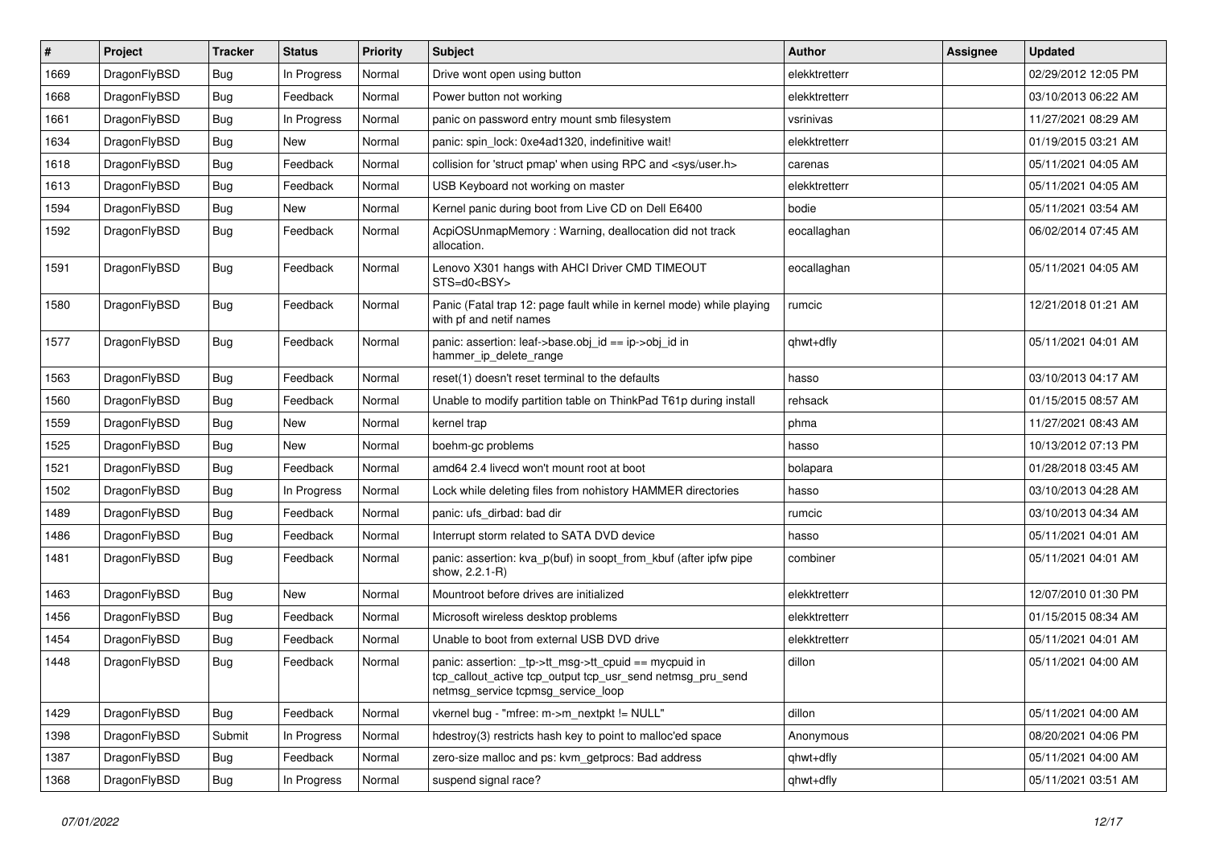| # | Project | Tracker | Status | Priority | Subject | Author | Assignee | Updated |
|---|---|---|---|---|---|---|---|---|
| 1669 | DragonFlyBSD | Bug | In Progress | Normal | Drive wont open using button | elekktretterr | | 02/29/2012 12:05 PM |
| 1668 | DragonFlyBSD | Bug | Feedback | Normal | Power button not working | elekktretterr | | 03/10/2013 06:22 AM |
| 1661 | DragonFlyBSD | Bug | In Progress | Normal | panic on password entry mount smb filesystem | vsrinivas | | 11/27/2021 08:29 AM |
| 1634 | DragonFlyBSD | Bug | New | Normal | panic: spin_lock: 0xe4ad1320, indefinitive wait! | elekktretterr | | 01/19/2015 03:21 AM |
| 1618 | DragonFlyBSD | Bug | Feedback | Normal | collision for 'struct pmap' when using RPC and <sys/user.h> | carenas | | 05/11/2021 04:05 AM |
| 1613 | DragonFlyBSD | Bug | Feedback | Normal | USB Keyboard not working on master | elekktretterr | | 05/11/2021 04:05 AM |
| 1594 | DragonFlyBSD | Bug | New | Normal | Kernel panic during boot from Live CD on Dell E6400 | bodie | | 05/11/2021 03:54 AM |
| 1592 | DragonFlyBSD | Bug | Feedback | Normal | AcpiOSUnmapMemory : Warning, deallocation did not track allocation. | eocallaghan | | 06/02/2014 07:45 AM |
| 1591 | DragonFlyBSD | Bug | Feedback | Normal | Lenovo X301 hangs with AHCI Driver CMD TIMEOUT STS=d0<BSY> | eocallaghan | | 05/11/2021 04:05 AM |
| 1580 | DragonFlyBSD | Bug | Feedback | Normal | Panic (Fatal trap 12: page fault while in kernel mode) while playing with pf and netif names | rumcic | | 12/21/2018 01:21 AM |
| 1577 | DragonFlyBSD | Bug | Feedback | Normal | panic: assertion: leaf->base.obj_id == ip->obj_id in hammer_ip_delete_range | qhwt+dfly | | 05/11/2021 04:01 AM |
| 1563 | DragonFlyBSD | Bug | Feedback | Normal | reset(1) doesn't reset terminal to the defaults | hasso | | 03/10/2013 04:17 AM |
| 1560 | DragonFlyBSD | Bug | Feedback | Normal | Unable to modify partition table on ThinkPad T61p during install | rehsack | | 01/15/2015 08:57 AM |
| 1559 | DragonFlyBSD | Bug | New | Normal | kernel trap | phma | | 11/27/2021 08:43 AM |
| 1525 | DragonFlyBSD | Bug | New | Normal | boehm-gc problems | hasso | | 10/13/2012 07:13 PM |
| 1521 | DragonFlyBSD | Bug | Feedback | Normal | amd64 2.4 livecd won't mount root at boot | bolapara | | 01/28/2018 03:45 AM |
| 1502 | DragonFlyBSD | Bug | In Progress | Normal | Lock while deleting files from nohistory HAMMER directories | hasso | | 03/10/2013 04:28 AM |
| 1489 | DragonFlyBSD | Bug | Feedback | Normal | panic: ufs_dirbad: bad dir | rumcic | | 03/10/2013 04:34 AM |
| 1486 | DragonFlyBSD | Bug | Feedback | Normal | Interrupt storm related to SATA DVD device | hasso | | 05/11/2021 04:01 AM |
| 1481 | DragonFlyBSD | Bug | Feedback | Normal | panic: assertion: kva_p(buf) in soopt_from_kbuf (after ipfw pipe show, 2.2.1-R) | combiner | | 05/11/2021 04:01 AM |
| 1463 | DragonFlyBSD | Bug | New | Normal | Mountroot before drives are initialized | elekktretterr | | 12/07/2010 01:30 PM |
| 1456 | DragonFlyBSD | Bug | Feedback | Normal | Microsoft wireless desktop problems | elekktretterr | | 01/15/2015 08:34 AM |
| 1454 | DragonFlyBSD | Bug | Feedback | Normal | Unable to boot from external USB DVD drive | elekktretterr | | 05/11/2021 04:01 AM |
| 1448 | DragonFlyBSD | Bug | Feedback | Normal | panic: assertion: _tp->tt_msg->tt_cpuid == mycpuid in tcp_callout_active tcp_output tcp_usr_send netmsg_pru_send netmsg_service tcpmsg_service_loop | dillon | | 05/11/2021 04:00 AM |
| 1429 | DragonFlyBSD | Bug | Feedback | Normal | vkernel bug - "mfree: m->m_nextpkt != NULL" | dillon | | 05/11/2021 04:00 AM |
| 1398 | DragonFlyBSD | Submit | In Progress | Normal | hdestroy(3) restricts hash key to point to malloc'ed space | Anonymous | | 08/20/2021 04:06 PM |
| 1387 | DragonFlyBSD | Bug | Feedback | Normal | zero-size malloc and ps: kvm_getprocs: Bad address | qhwt+dfly | | 05/11/2021 04:00 AM |
| 1368 | DragonFlyBSD | Bug | In Progress | Normal | suspend signal race? | qhwt+dfly | | 05/11/2021 03:51 AM |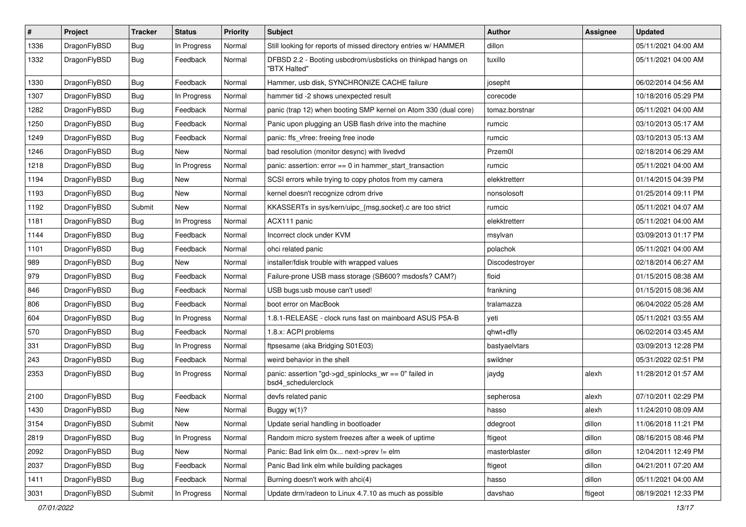| # | Project | Tracker | Status | Priority | Subject | Author | Assignee | Updated |
| --- | --- | --- | --- | --- | --- | --- | --- | --- |
| 1336 | DragonFlyBSD | Bug | In Progress | Normal | Still looking for reports of missed directory entries w/ HAMMER | dillon | | 05/11/2021 04:00 AM |
| 1332 | DragonFlyBSD | Bug | Feedback | Normal | DFBSD 2.2 - Booting usbcdrom/usbsticks on thinkpad hangs on "BTX Halted" | tuxillo | | 05/11/2021 04:00 AM |
| 1330 | DragonFlyBSD | Bug | Feedback | Normal | Hammer, usb disk, SYNCHRONIZE CACHE failure | josepht | | 06/02/2014 04:56 AM |
| 1307 | DragonFlyBSD | Bug | In Progress | Normal | hammer tid -2 shows unexpected result | corecode | | 10/18/2016 05:29 PM |
| 1282 | DragonFlyBSD | Bug | Feedback | Normal | panic (trap 12) when booting SMP kernel on Atom 330 (dual core) | tomaz.borstnar | | 05/11/2021 04:00 AM |
| 1250 | DragonFlyBSD | Bug | Feedback | Normal | Panic upon plugging an USB flash drive into the machine | rumcic | | 03/10/2013 05:17 AM |
| 1249 | DragonFlyBSD | Bug | Feedback | Normal | panic: ffs_vfree: freeing free inode | rumcic | | 03/10/2013 05:13 AM |
| 1246 | DragonFlyBSD | Bug | New | Normal | bad resolution (monitor desync) with livedvd | Przem0l | | 02/18/2014 06:29 AM |
| 1218 | DragonFlyBSD | Bug | In Progress | Normal | panic: assertion: error == 0 in hammer_start_transaction | rumcic | | 05/11/2021 04:00 AM |
| 1194 | DragonFlyBSD | Bug | New | Normal | SCSI errors while trying to copy photos from my camera | elekktretterr | | 01/14/2015 04:39 PM |
| 1193 | DragonFlyBSD | Bug | New | Normal | kernel doesn't recognize cdrom drive | nonsolosoft | | 01/25/2014 09:11 PM |
| 1192 | DragonFlyBSD | Submit | New | Normal | KKASSERTs in sys/kern/uipc_{msg,socket}.c are too strict | rumcic | | 05/11/2021 04:07 AM |
| 1181 | DragonFlyBSD | Bug | In Progress | Normal | ACX111 panic | elekktretterr | | 05/11/2021 04:00 AM |
| 1144 | DragonFlyBSD | Bug | Feedback | Normal | Incorrect clock under KVM | msylvan | | 03/09/2013 01:17 PM |
| 1101 | DragonFlyBSD | Bug | Feedback | Normal | ohci related panic | polachok | | 05/11/2021 04:00 AM |
| 989 | DragonFlyBSD | Bug | New | Normal | installer/fdisk trouble with wrapped values | Discodestroyer | | 02/18/2014 06:27 AM |
| 979 | DragonFlyBSD | Bug | Feedback | Normal | Failure-prone USB mass storage (SB600? msdosfs? CAM?) | floid | | 01/15/2015 08:38 AM |
| 846 | DragonFlyBSD | Bug | Feedback | Normal | USB bugs:usb mouse can't used! | frankning | | 01/15/2015 08:36 AM |
| 806 | DragonFlyBSD | Bug | Feedback | Normal | boot error on MacBook | tralamazza | | 06/04/2022 05:28 AM |
| 604 | DragonFlyBSD | Bug | In Progress | Normal | 1.8.1-RELEASE - clock runs fast on mainboard ASUS P5A-B | yeti | | 05/11/2021 03:55 AM |
| 570 | DragonFlyBSD | Bug | Feedback | Normal | 1.8.x: ACPI problems | qhwt+dfly | | 06/02/2014 03:45 AM |
| 331 | DragonFlyBSD | Bug | In Progress | Normal | ftpsesame (aka Bridging S01E03) | bastyaelvtars | | 03/09/2013 12:28 PM |
| 243 | DragonFlyBSD | Bug | Feedback | Normal | weird behavior in the shell | swildner | | 05/31/2022 02:51 PM |
| 2353 | DragonFlyBSD | Bug | In Progress | Normal | panic: assertion "gd->gd_spinlocks_wr == 0" failed in bsd4_schedulerclock | jaydg | alexh | 11/28/2012 01:57 AM |
| 2100 | DragonFlyBSD | Bug | Feedback | Normal | devfs related panic | sepherosa | alexh | 07/10/2011 02:29 PM |
| 1430 | DragonFlyBSD | Bug | New | Normal | Buggy w(1)? | hasso | alexh | 11/24/2010 08:09 AM |
| 3154 | DragonFlyBSD | Submit | New | Normal | Update serial handling in bootloader | ddegroot | dillon | 11/06/2018 11:21 PM |
| 2819 | DragonFlyBSD | Bug | In Progress | Normal | Random micro system freezes after a week of uptime | ftigeot | dillon | 08/16/2015 08:46 PM |
| 2092 | DragonFlyBSD | Bug | New | Normal | Panic: Bad link elm 0x... next->prev != elm | masterblaster | dillon | 12/04/2011 12:49 PM |
| 2037 | DragonFlyBSD | Bug | Feedback | Normal | Panic Bad link elm while building packages | ftigeot | dillon | 04/21/2011 07:20 AM |
| 1411 | DragonFlyBSD | Bug | Feedback | Normal | Burning doesn't work with ahci(4) | hasso | dillon | 05/11/2021 04:00 AM |
| 3031 | DragonFlyBSD | Submit | In Progress | Normal | Update drm/radeon to Linux 4.7.10 as much as possible | davshao | ftigeot | 08/19/2021 12:33 PM |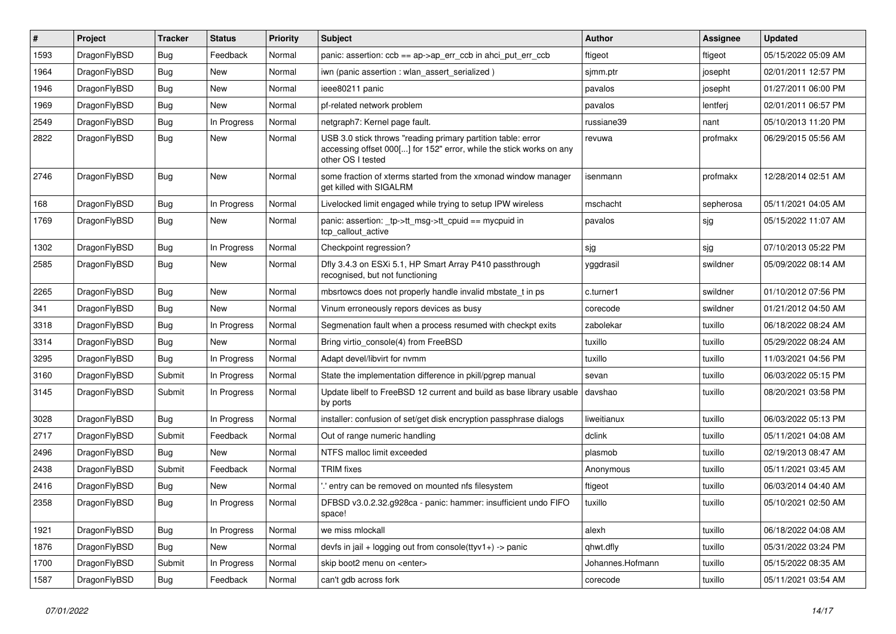| # | Project | Tracker | Status | Priority | Subject | Author | Assignee | Updated |
|---|---|---|---|---|---|---|---|---|
| 1593 | DragonFlyBSD | Bug | Feedback | Normal | panic: assertion: ccb == ap->ap_err_ccb in ahci_put_err_ccb | ftigeot | ftigeot | 05/15/2022 05:09 AM |
| 1964 | DragonFlyBSD | Bug | New | Normal | iwn (panic assertion : wlan_assert_serialized ) | sjmm.ptr | josepht | 02/01/2011 12:57 PM |
| 1946 | DragonFlyBSD | Bug | New | Normal | ieee80211 panic | pavalos | josepht | 01/27/2011 06:00 PM |
| 1969 | DragonFlyBSD | Bug | New | Normal | pf-related network problem | pavalos | lentferj | 02/01/2011 06:57 PM |
| 2549 | DragonFlyBSD | Bug | In Progress | Normal | netgraph7: Kernel page fault. | russiane39 | nant | 05/10/2013 11:20 PM |
| 2822 | DragonFlyBSD | Bug | New | Normal | USB 3.0 stick throws "reading primary partition table: error accessing offset 000[...] for 152" error, while the stick works on any other OS I tested | revuwa | profmakx | 06/29/2015 05:56 AM |
| 2746 | DragonFlyBSD | Bug | New | Normal | some fraction of xterms started from the xmonad window manager get killed with SIGALRM | isenmann | profmakx | 12/28/2014 02:51 AM |
| 168 | DragonFlyBSD | Bug | In Progress | Normal | Livelocked limit engaged while trying to setup IPW wireless | mschacht | sepherosa | 05/11/2021 04:05 AM |
| 1769 | DragonFlyBSD | Bug | New | Normal | panic: assertion: _tp->tt_msg->tt_cpuid == mycpuid in tcp_callout_active | pavalos | sjg | 05/15/2022 11:07 AM |
| 1302 | DragonFlyBSD | Bug | In Progress | Normal | Checkpoint regression? | sjg | sjg | 07/10/2013 05:22 PM |
| 2585 | DragonFlyBSD | Bug | New | Normal | Dfly 3.4.3 on ESXi 5.1, HP Smart Array P410 passthrough recognised, but not functioning | yggdrasil | swildner | 05/09/2022 08:14 AM |
| 2265 | DragonFlyBSD | Bug | New | Normal | mbsrtowcs does not properly handle invalid mbstate_t in ps | c.turner1 | swildner | 01/10/2012 07:56 PM |
| 341 | DragonFlyBSD | Bug | New | Normal | Vinum erroneously repors devices as busy | corecode | swildner | 01/21/2012 04:50 AM |
| 3318 | DragonFlyBSD | Bug | In Progress | Normal | Segmenation fault when a process resumed with checkpt exits | zabolekar | tuxillo | 06/18/2022 08:24 AM |
| 3314 | DragonFlyBSD | Bug | New | Normal | Bring virtio_console(4) from FreeBSD | tuxillo | tuxillo | 05/29/2022 08:24 AM |
| 3295 | DragonFlyBSD | Bug | In Progress | Normal | Adapt devel/libvirt for nvmm | tuxillo | tuxillo | 11/03/2021 04:56 PM |
| 3160 | DragonFlyBSD | Submit | In Progress | Normal | State the implementation difference in pkill/pgrep manual | sevan | tuxillo | 06/03/2022 05:15 PM |
| 3145 | DragonFlyBSD | Submit | In Progress | Normal | Update libelf to FreeBSD 12 current and build as base library usable by ports | davshao | tuxillo | 08/20/2021 03:58 PM |
| 3028 | DragonFlyBSD | Bug | In Progress | Normal | installer: confusion of set/get disk encryption passphrase dialogs | liweitianux | tuxillo | 06/03/2022 05:13 PM |
| 2717 | DragonFlyBSD | Submit | Feedback | Normal | Out of range numeric handling | dclink | tuxillo | 05/11/2021 04:08 AM |
| 2496 | DragonFlyBSD | Bug | New | Normal | NTFS malloc limit exceeded | plasmob | tuxillo | 02/19/2013 08:47 AM |
| 2438 | DragonFlyBSD | Submit | Feedback | Normal | TRIM fixes | Anonymous | tuxillo | 05/11/2021 03:45 AM |
| 2416 | DragonFlyBSD | Bug | New | Normal | '.' entry can be removed on mounted nfs filesystem | ftigeot | tuxillo | 06/03/2014 04:40 AM |
| 2358 | DragonFlyBSD | Bug | In Progress | Normal | DFBSD v3.0.2.32.g928ca - panic: hammer: insufficient undo FIFO space! | tuxillo | tuxillo | 05/10/2021 02:50 AM |
| 1921 | DragonFlyBSD | Bug | In Progress | Normal | we miss mlockall | alexh | tuxillo | 06/18/2022 04:08 AM |
| 1876 | DragonFlyBSD | Bug | New | Normal | devfs in jail + logging out from console(ttyv1+) -> panic | qhwt.dfly | tuxillo | 05/31/2022 03:24 PM |
| 1700 | DragonFlyBSD | Submit | In Progress | Normal | skip boot2 menu on <enter> | Johannes.Hofmann | tuxillo | 05/15/2022 08:35 AM |
| 1587 | DragonFlyBSD | Bug | Feedback | Normal | can't gdb across fork | corecode | tuxillo | 05/11/2021 03:54 AM |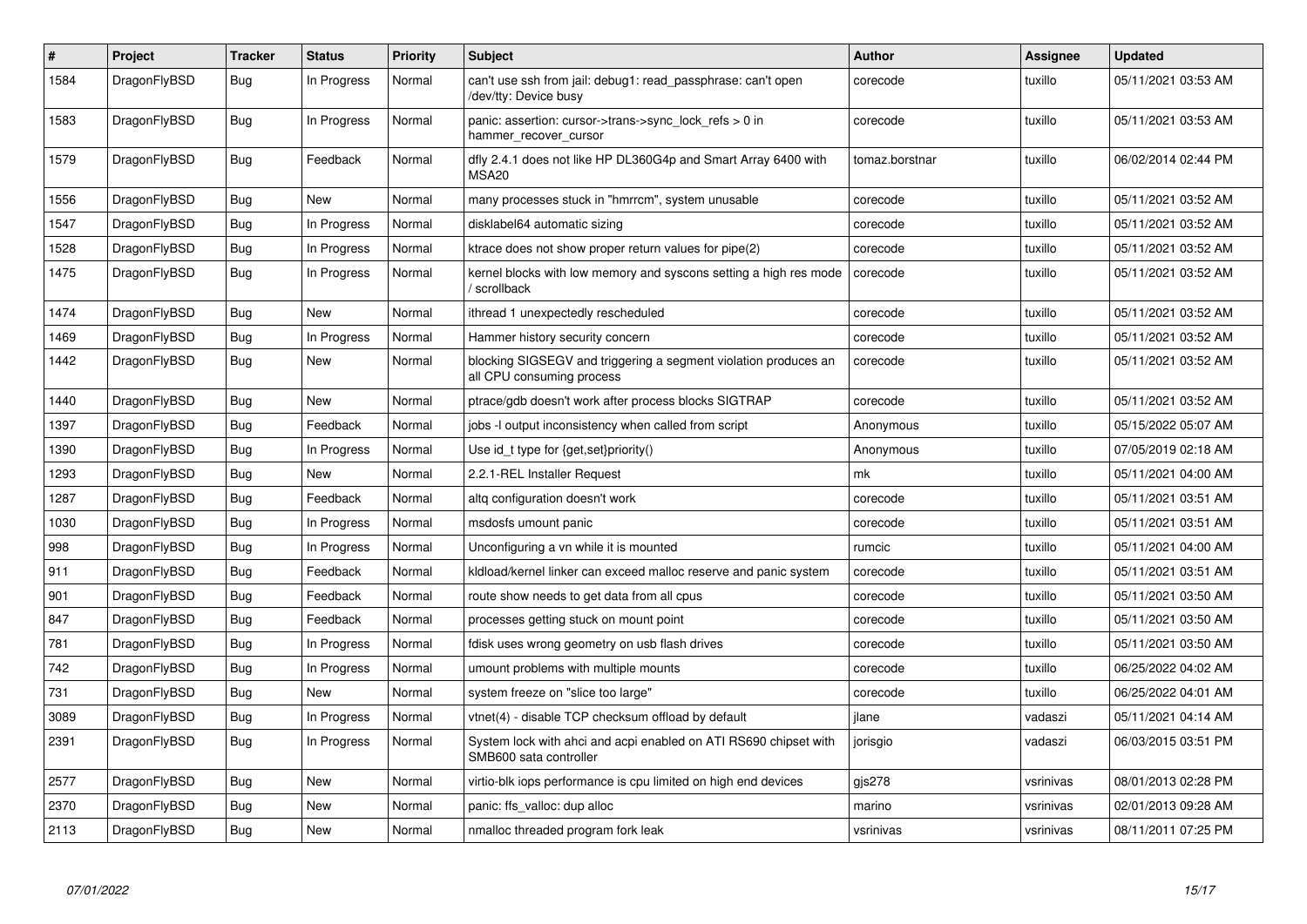| # | Project | Tracker | Status | Priority | Subject | Author | Assignee | Updated |
|---|---|---|---|---|---|---|---|---|
| 1584 | DragonFlyBSD | Bug | In Progress | Normal | can't use ssh from jail: debug1: read_passphrase: can't open /dev/tty: Device busy | corecode | tuxillo | 05/11/2021 03:53 AM |
| 1583 | DragonFlyBSD | Bug | In Progress | Normal | panic: assertion: cursor->trans->sync_lock_refs > 0 in hammer_recover_cursor | corecode | tuxillo | 05/11/2021 03:53 AM |
| 1579 | DragonFlyBSD | Bug | Feedback | Normal | dfly 2.4.1 does not like HP DL360G4p and Smart Array 6400 with MSA20 | tomaz.borstnar | tuxillo | 06/02/2014 02:44 PM |
| 1556 | DragonFlyBSD | Bug | New | Normal | many processes stuck in "hmrrcm", system unusable | corecode | tuxillo | 05/11/2021 03:52 AM |
| 1547 | DragonFlyBSD | Bug | In Progress | Normal | disklabel64 automatic sizing | corecode | tuxillo | 05/11/2021 03:52 AM |
| 1528 | DragonFlyBSD | Bug | In Progress | Normal | ktrace does not show proper return values for pipe(2) | corecode | tuxillo | 05/11/2021 03:52 AM |
| 1475 | DragonFlyBSD | Bug | In Progress | Normal | kernel blocks with low memory and syscons setting a high res mode / scrollback | corecode | tuxillo | 05/11/2021 03:52 AM |
| 1474 | DragonFlyBSD | Bug | New | Normal | ithread 1 unexpectedly rescheduled | corecode | tuxillo | 05/11/2021 03:52 AM |
| 1469 | DragonFlyBSD | Bug | In Progress | Normal | Hammer history security concern | corecode | tuxillo | 05/11/2021 03:52 AM |
| 1442 | DragonFlyBSD | Bug | New | Normal | blocking SIGSEGV and triggering a segment violation produces an all CPU consuming process | corecode | tuxillo | 05/11/2021 03:52 AM |
| 1440 | DragonFlyBSD | Bug | New | Normal | ptrace/gdb doesn't work after process blocks SIGTRAP | corecode | tuxillo | 05/11/2021 03:52 AM |
| 1397 | DragonFlyBSD | Bug | Feedback | Normal | jobs -l output inconsistency when called from script | Anonymous | tuxillo | 05/15/2022 05:07 AM |
| 1390 | DragonFlyBSD | Bug | In Progress | Normal | Use id_t type for {get,set}priority() | Anonymous | tuxillo | 07/05/2019 02:18 AM |
| 1293 | DragonFlyBSD | Bug | New | Normal | 2.2.1-REL Installer Request | mk | tuxillo | 05/11/2021 04:00 AM |
| 1287 | DragonFlyBSD | Bug | Feedback | Normal | altq configuration doesn't work | corecode | tuxillo | 05/11/2021 03:51 AM |
| 1030 | DragonFlyBSD | Bug | In Progress | Normal | msdosfs umount panic | corecode | tuxillo | 05/11/2021 03:51 AM |
| 998 | DragonFlyBSD | Bug | In Progress | Normal | Unconfiguring a vn while it is mounted | rumcic | tuxillo | 05/11/2021 04:00 AM |
| 911 | DragonFlyBSD | Bug | Feedback | Normal | kldload/kernel linker can exceed malloc reserve and panic system | corecode | tuxillo | 05/11/2021 03:51 AM |
| 901 | DragonFlyBSD | Bug | Feedback | Normal | route show needs to get data from all cpus | corecode | tuxillo | 05/11/2021 03:50 AM |
| 847 | DragonFlyBSD | Bug | Feedback | Normal | processes getting stuck on mount point | corecode | tuxillo | 05/11/2021 03:50 AM |
| 781 | DragonFlyBSD | Bug | In Progress | Normal | fdisk uses wrong geometry on usb flash drives | corecode | tuxillo | 05/11/2021 03:50 AM |
| 742 | DragonFlyBSD | Bug | In Progress | Normal | umount problems with multiple mounts | corecode | tuxillo | 06/25/2022 04:02 AM |
| 731 | DragonFlyBSD | Bug | New | Normal | system freeze on "slice too large" | corecode | tuxillo | 06/25/2022 04:01 AM |
| 3089 | DragonFlyBSD | Bug | In Progress | Normal | vtnet(4) - disable TCP checksum offload by default | jlane | vadaszi | 05/11/2021 04:14 AM |
| 2391 | DragonFlyBSD | Bug | In Progress | Normal | System lock with ahci and acpi enabled on ATI RS690 chipset with SMB600 sata controller | jorisgio | vadaszi | 06/03/2015 03:51 PM |
| 2577 | DragonFlyBSD | Bug | New | Normal | virtio-blk iops performance is cpu limited on high end devices | gjs278 | vsrinivas | 08/01/2013 02:28 PM |
| 2370 | DragonFlyBSD | Bug | New | Normal | panic: ffs_valloc: dup alloc | marino | vsrinivas | 02/01/2013 09:28 AM |
| 2113 | DragonFlyBSD | Bug | New | Normal | nmalloc threaded program fork leak | vsrinivas | vsrinivas | 08/11/2011 07:25 PM |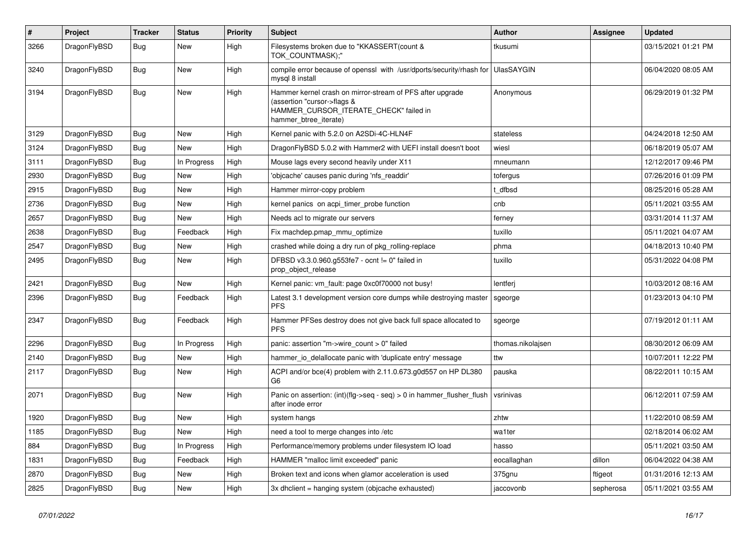| # | Project | Tracker | Status | Priority | Subject | Author | Assignee | Updated |
|---|---|---|---|---|---|---|---|---|
| 3266 | DragonFlyBSD | Bug | New | High | Filesystems broken due to "KKASSERT(count & TOK_COUNTMASK);" | tkusumi | | 03/15/2021 01:21 PM |
| 3240 | DragonFlyBSD | Bug | New | High | compile error because of openssl with /usr/dports/security/rhash for mysql 8 install | UlasSAYGIN | | 06/04/2020 08:05 AM |
| 3194 | DragonFlyBSD | Bug | New | High | Hammer kernel crash on mirror-stream of PFS after upgrade (assertion "cursor->flags & HAMMER_CURSOR_ITERATE_CHECK" failed in hammer_btree_iterate) | Anonymous | | 06/29/2019 01:32 PM |
| 3129 | DragonFlyBSD | Bug | New | High | Kernel panic with 5.2.0 on A2SDi-4C-HLN4F | stateless | | 04/24/2018 12:50 AM |
| 3124 | DragonFlyBSD | Bug | New | High | DragonFlyBSD 5.0.2 with Hammer2 with UEFI install doesn't boot | wiesl | | 06/18/2019 05:07 AM |
| 3111 | DragonFlyBSD | Bug | In Progress | High | Mouse lags every second heavily under X11 | mneumann | | 12/12/2017 09:46 PM |
| 2930 | DragonFlyBSD | Bug | New | High | 'objcache' causes panic during 'nfs_readdir' | tofergus | | 07/26/2016 01:09 PM |
| 2915 | DragonFlyBSD | Bug | New | High | Hammer mirror-copy problem | t_dfbsd | | 08/25/2016 05:28 AM |
| 2736 | DragonFlyBSD | Bug | New | High | kernel panics on acpi_timer_probe function | cnb | | 05/11/2021 03:55 AM |
| 2657 | DragonFlyBSD | Bug | New | High | Needs acl to migrate our servers | ferney | | 03/31/2014 11:37 AM |
| 2638 | DragonFlyBSD | Bug | Feedback | High | Fix machdep.pmap_mmu_optimize | tuxillo | | 05/11/2021 04:07 AM |
| 2547 | DragonFlyBSD | Bug | New | High | crashed while doing a dry run of pkg_rolling-replace | phma | | 04/18/2013 10:40 PM |
| 2495 | DragonFlyBSD | Bug | New | High | DFBSD v3.3.0.960.g553fe7 - ocnt != 0" failed in prop_object_release | tuxillo | | 05/31/2022 04:08 PM |
| 2421 | DragonFlyBSD | Bug | New | High | Kernel panic: vm_fault: page 0xc0f70000 not busy! | lentferj | | 10/03/2012 08:16 AM |
| 2396 | DragonFlyBSD | Bug | Feedback | High | Latest 3.1 development version core dumps while destroying master PFS | sgeorge | | 01/23/2013 04:10 PM |
| 2347 | DragonFlyBSD | Bug | Feedback | High | Hammer PFSes destroy does not give back full space allocated to PFS | sgeorge | | 07/19/2012 01:11 AM |
| 2296 | DragonFlyBSD | Bug | In Progress | High | panic: assertion "m->wire_count > 0" failed | thomas.nikolajsen | | 08/30/2012 06:09 AM |
| 2140 | DragonFlyBSD | Bug | New | High | hammer_io_delallocate panic with 'duplicate entry' message | ttw | | 10/07/2011 12:22 PM |
| 2117 | DragonFlyBSD | Bug | New | High | ACPI and/or bce(4) problem with 2.11.0.673.g0d557 on HP DL380 G6 | pauska | | 08/22/2011 10:15 AM |
| 2071 | DragonFlyBSD | Bug | New | High | Panic on assertion: (int)(flg->seq - seq) > 0 in hammer_flusher_flush after inode error | vsrinivas | | 06/12/2011 07:59 AM |
| 1920 | DragonFlyBSD | Bug | New | High | system hangs | zhtw | | 11/22/2010 08:59 AM |
| 1185 | DragonFlyBSD | Bug | New | High | need a tool to merge changes into /etc | wa1ter | | 02/18/2014 06:02 AM |
| 884 | DragonFlyBSD | Bug | In Progress | High | Performance/memory problems under filesystem IO load | hasso | | 05/11/2021 03:50 AM |
| 1831 | DragonFlyBSD | Bug | Feedback | High | HAMMER "malloc limit exceeded" panic | eocallaghan | dillon | 06/04/2022 04:38 AM |
| 2870 | DragonFlyBSD | Bug | New | High | Broken text and icons when glamor acceleration is used | 375gnu | ftigeot | 01/31/2016 12:13 AM |
| 2825 | DragonFlyBSD | Bug | New | High | 3x dhclient = hanging system (objcache exhausted) | jaccovonb | sepherosa | 05/11/2021 03:55 AM |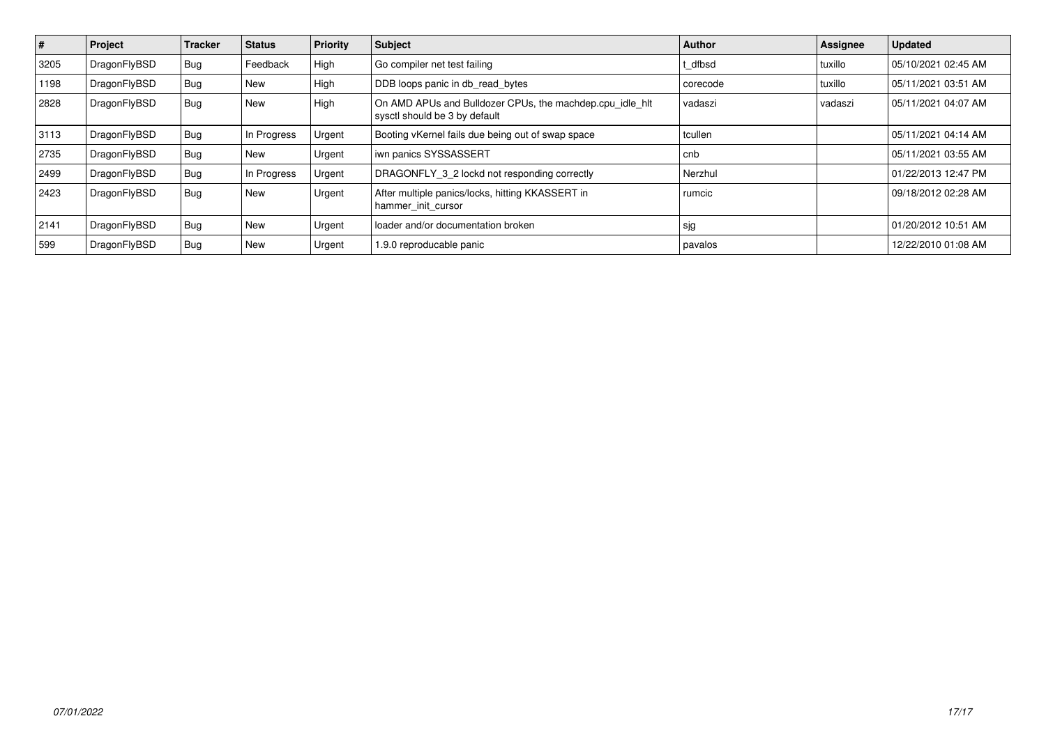| # | Project | Tracker | Status | Priority | Subject | Author | Assignee | Updated |
|---|---|---|---|---|---|---|---|---|
| 3205 | DragonFlyBSD | Bug | Feedback | High | Go compiler net test failing | t_dfbsd | tuxillo | 05/10/2021 02:45 AM |
| 1198 | DragonFlyBSD | Bug | New | High | DDB loops panic in db_read_bytes | corecode | tuxillo | 05/11/2021 03:51 AM |
| 2828 | DragonFlyBSD | Bug | New | High | On AMD APUs and Bulldozer CPUs, the machdep.cpu_idle_hlt sysctl should be 3 by default | vadaszi | vadaszi | 05/11/2021 04:07 AM |
| 3113 | DragonFlyBSD | Bug | In Progress | Urgent | Booting vKernel fails due being out of swap space | tcullen | | 05/11/2021 04:14 AM |
| 2735 | DragonFlyBSD | Bug | New | Urgent | iwn panics SYSSASSERT | cnb | | 05/11/2021 03:55 AM |
| 2499 | DragonFlyBSD | Bug | In Progress | Urgent | DRAGONFLY_3_2 lockd not responding correctly | Nerzhul | | 01/22/2013 12:47 PM |
| 2423 | DragonFlyBSD | Bug | New | Urgent | After multiple panics/locks, hitting KKASSERT in hammer_init_cursor | rumcic | | 09/18/2012 02:28 AM |
| 2141 | DragonFlyBSD | Bug | New | Urgent | loader and/or documentation broken | sjg | | 01/20/2012 10:51 AM |
| 599 | DragonFlyBSD | Bug | New | Urgent | 1.9.0 reproducable panic | pavalos | | 12/22/2010 01:08 AM |